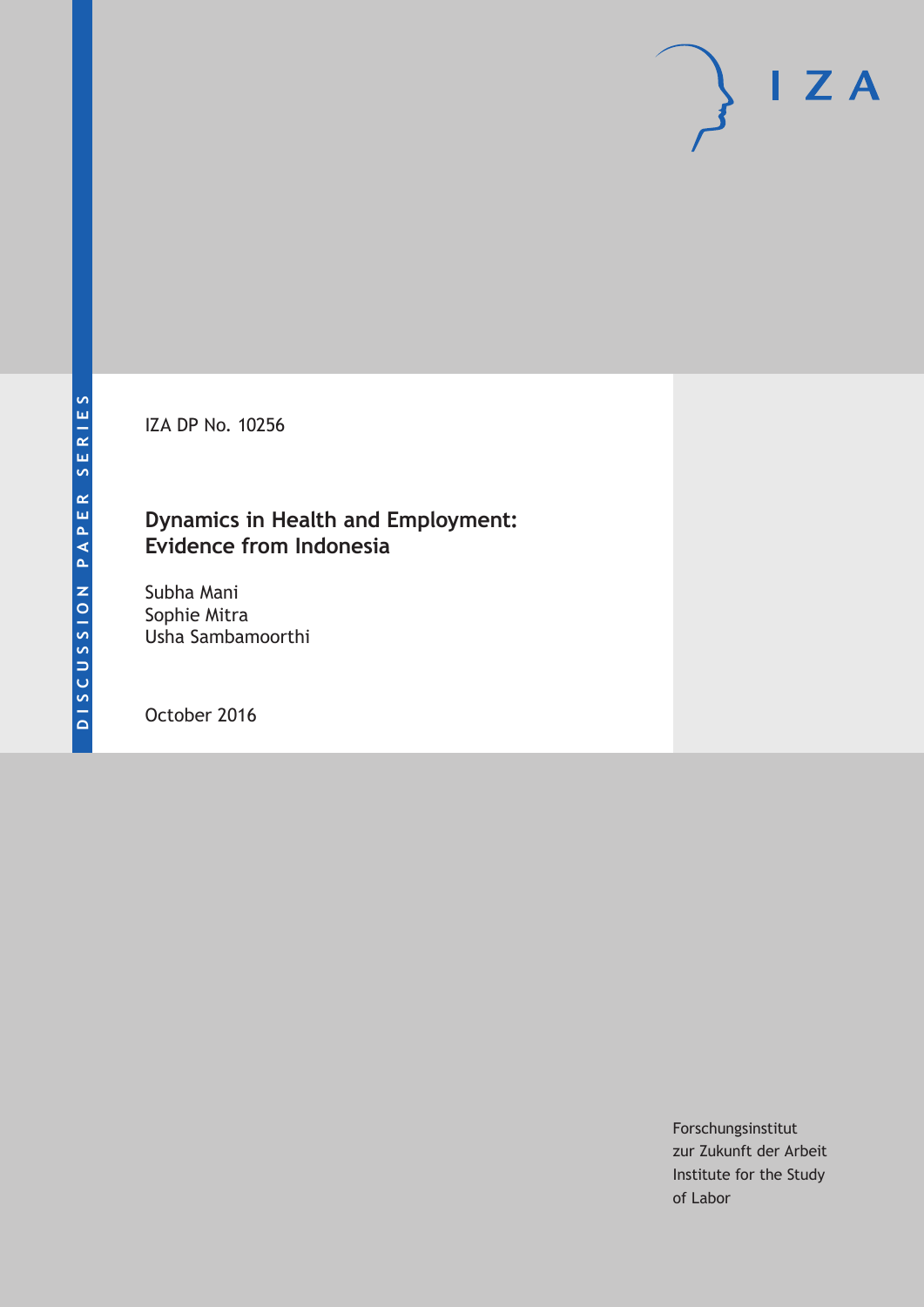DISCUSSION PAPER SERIES

IZA

IZA DP No. 10256

# Dynamics in Health and Employment: Evidence from Indonesia

Subha Mani
Sophie Mitra
Usha Sambamoorthi

October 2016

Forschungsinstitut
zur Zukunft der Arbeit
Institute for the Study
of Labor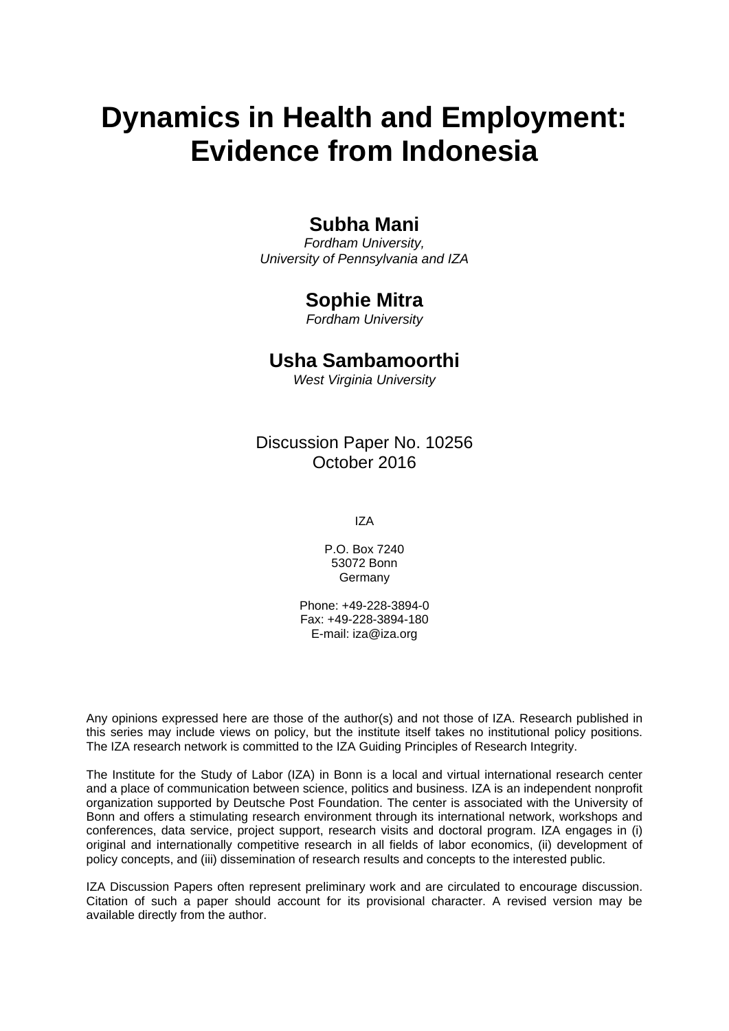# Dynamics in Health and Employment: Evidence from Indonesia

**Subha Mani**

*Fordham University,*
*University of Pennsylvania and IZA*

**Sophie Mitra**

*Fordham University*

**Usha Sambamoorthi**

*West Virginia University*

Discussion Paper No. 10256
October 2016

IZA

P.O. Box 7240
53072 Bonn
Germany

Phone: +49-228-3894-0
Fax: +49-228-3894-180
E-mail: iza@iza.org

Any opinions expressed here are those of the author(s) and not those of IZA. Research published in this series may include views on policy, but the institute itself takes no institutional policy positions. The IZA research network is committed to the IZA Guiding Principles of Research Integrity.

The Institute for the Study of Labor (IZA) in Bonn is a local and virtual international research center and a place of communication between science, politics and business. IZA is an independent nonprofit organization supported by Deutsche Post Foundation. The center is associated with the University of Bonn and offers a stimulating research environment through its international network, workshops and conferences, data service, project support, research visits and doctoral program. IZA engages in (i) original and internationally competitive research in all fields of labor economics, (ii) development of policy concepts, and (iii) dissemination of research results and concepts to the interested public.

IZA Discussion Papers often represent preliminary work and are circulated to encourage discussion. Citation of such a paper should account for its provisional character. A revised version may be available directly from the author.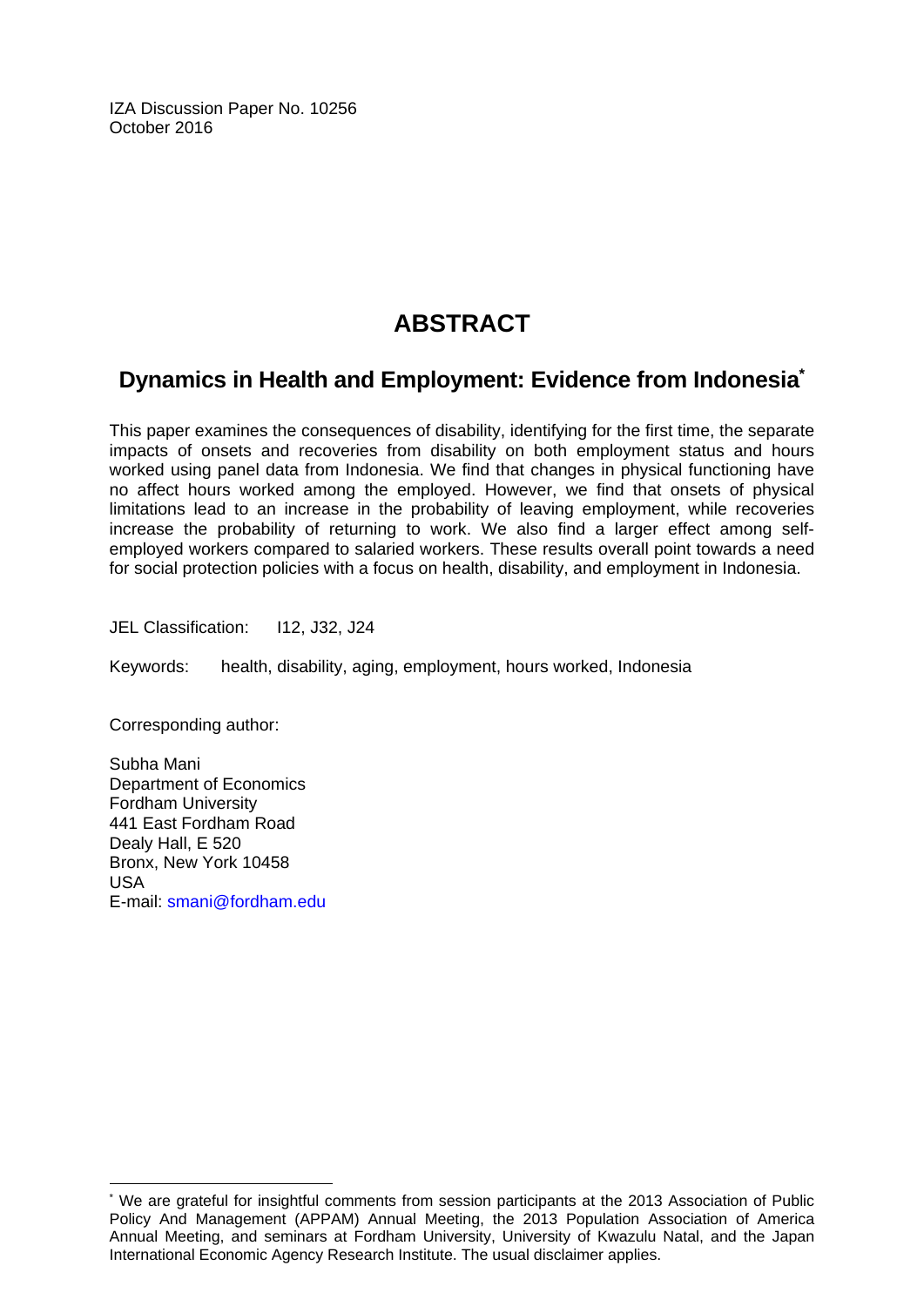IZA Discussion Paper No. 10256
October 2016

# ABSTRACT

## Dynamics in Health and Employment: Evidence from Indonesia*

This paper examines the consequences of disability, identifying for the first time, the separate impacts of onsets and recoveries from disability on both employment status and hours worked using panel data from Indonesia. We find that changes in physical functioning have no affect hours worked among the employed. However, we find that onsets of physical limitations lead to an increase in the probability of leaving employment, while recoveries increase the probability of returning to work. We also find a larger effect among self-employed workers compared to salaried workers. These results overall point towards a need for social protection policies with a focus on health, disability, and employment in Indonesia.

JEL Classification: I12, J32, J24

Keywords: health, disability, aging, employment, hours worked, Indonesia

Corresponding author:

Subha Mani
Department of Economics
Fordham University
441 East Fordham Road
Dealy Hall, E 520
Bronx, New York 10458
USA
E-mail: smani@fordham.edu

---

* We are grateful for insightful comments from session participants at the 2013 Association of Public Policy And Management (APPAM) Annual Meeting, the 2013 Population Association of America Annual Meeting, and seminars at Fordham University, University of Kwazulu Natal, and the Japan International Economic Agency Research Institute. The usual disclaimer applies.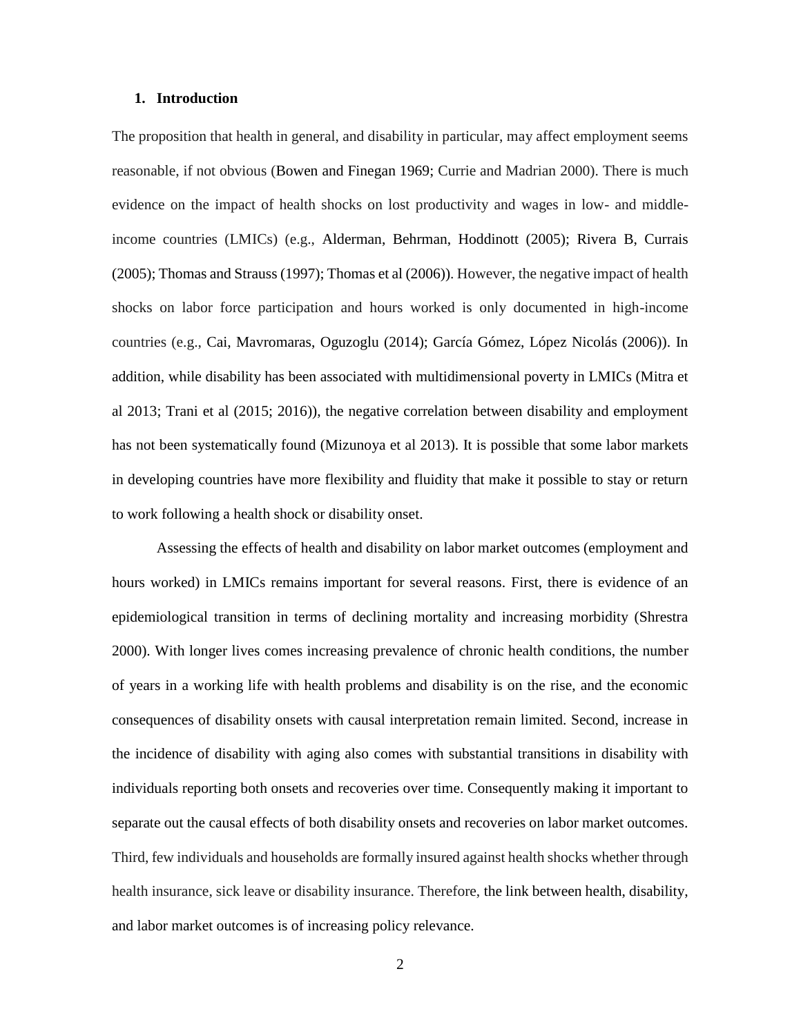## 1. Introduction

The proposition that health in general, and disability in particular, may affect employment seems reasonable, if not obvious (Bowen and Finegan 1969; Currie and Madrian 2000). There is much evidence on the impact of health shocks on lost productivity and wages in low- and middle-income countries (LMICs) (e.g., Alderman, Behrman, Hoddinott (2005); Rivera B, Currais (2005); Thomas and Strauss (1997); Thomas et al (2006)). However, the negative impact of health shocks on labor force participation and hours worked is only documented in high-income countries (e.g., Cai, Mavromaras, Oguzoglu (2014); García Gómez, López Nicolás (2006)). In addition, while disability has been associated with multidimensional poverty in LMICs (Mitra et al 2013; Trani et al (2015; 2016)), the negative correlation between disability and employment has not been systematically found (Mizunoya et al 2013). It is possible that some labor markets in developing countries have more flexibility and fluidity that make it possible to stay or return to work following a health shock or disability onset.

Assessing the effects of health and disability on labor market outcomes (employment and hours worked) in LMICs remains important for several reasons. First, there is evidence of an epidemiological transition in terms of declining mortality and increasing morbidity (Shrestra 2000). With longer lives comes increasing prevalence of chronic health conditions, the number of years in a working life with health problems and disability is on the rise, and the economic consequences of disability onsets with causal interpretation remain limited. Second, increase in the incidence of disability with aging also comes with substantial transitions in disability with individuals reporting both onsets and recoveries over time. Consequently making it important to separate out the causal effects of both disability onsets and recoveries on labor market outcomes. Third, few individuals and households are formally insured against health shocks whether through health insurance, sick leave or disability insurance. Therefore, the link between health, disability, and labor market outcomes is of increasing policy relevance.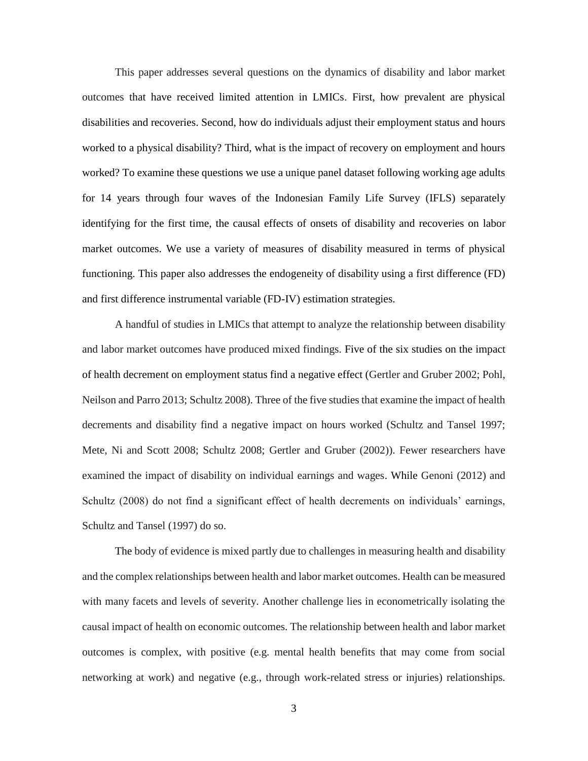This paper addresses several questions on the dynamics of disability and labor market outcomes that have received limited attention in LMICs. First, how prevalent are physical disabilities and recoveries. Second, how do individuals adjust their employment status and hours worked to a physical disability? Third, what is the impact of recovery on employment and hours worked? To examine these questions we use a unique panel dataset following working age adults for 14 years through four waves of the Indonesian Family Life Survey (IFLS) separately identifying for the first time, the causal effects of onsets of disability and recoveries on labor market outcomes. We use a variety of measures of disability measured in terms of physical functioning. This paper also addresses the endogeneity of disability using a first difference (FD) and first difference instrumental variable (FD-IV) estimation strategies.

A handful of studies in LMICs that attempt to analyze the relationship between disability and labor market outcomes have produced mixed findings. Five of the six studies on the impact of health decrement on employment status find a negative effect (Gertler and Gruber 2002; Pohl, Neilson and Parro 2013; Schultz 2008). Three of the five studies that examine the impact of health decrements and disability find a negative impact on hours worked (Schultz and Tansel 1997; Mete, Ni and Scott 2008; Schultz 2008; Gertler and Gruber (2002)). Fewer researchers have examined the impact of disability on individual earnings and wages. While Genoni (2012) and Schultz (2008) do not find a significant effect of health decrements on individuals' earnings, Schultz and Tansel (1997) do so.

The body of evidence is mixed partly due to challenges in measuring health and disability and the complex relationships between health and labor market outcomes. Health can be measured with many facets and levels of severity. Another challenge lies in econometrically isolating the causal impact of health on economic outcomes. The relationship between health and labor market outcomes is complex, with positive (e.g. mental health benefits that may come from social networking at work) and negative (e.g., through work-related stress or injuries) relationships.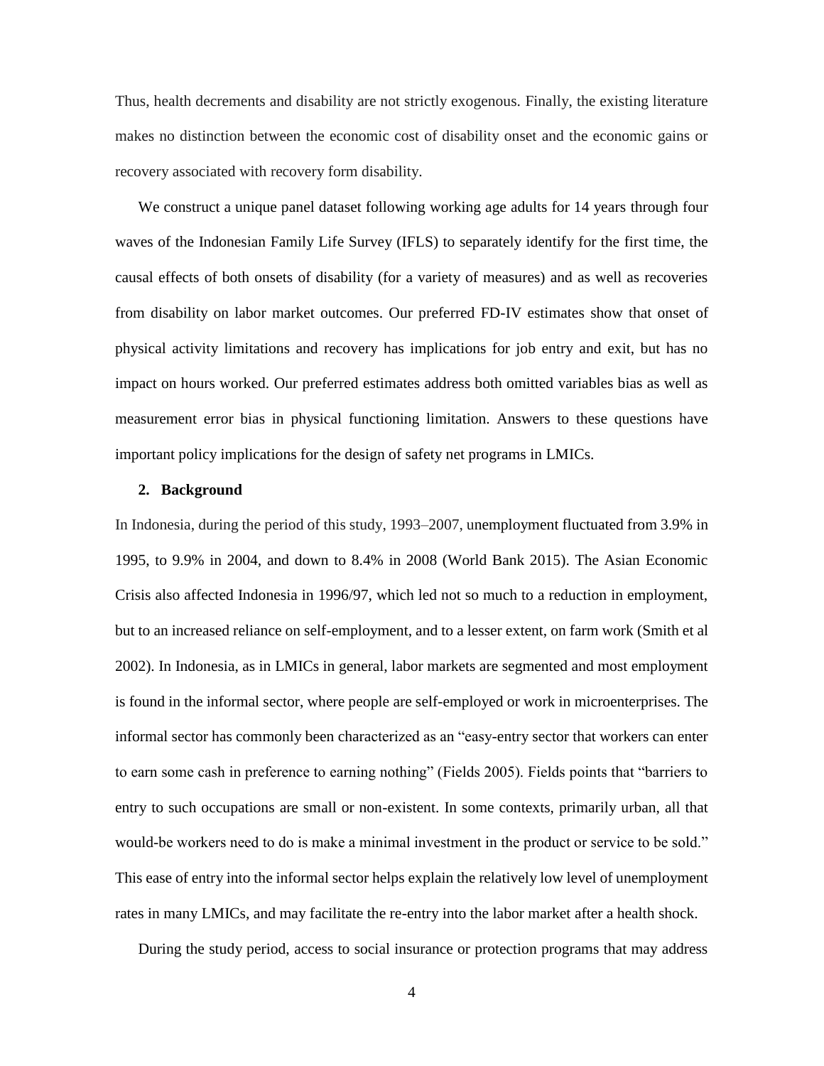Thus, health decrements and disability are not strictly exogenous. Finally, the existing literature makes no distinction between the economic cost of disability onset and the economic gains or recovery associated with recovery form disability.

We construct a unique panel dataset following working age adults for 14 years through four waves of the Indonesian Family Life Survey (IFLS) to separately identify for the first time, the causal effects of both onsets of disability (for a variety of measures) and as well as recoveries from disability on labor market outcomes. Our preferred FD-IV estimates show that onset of physical activity limitations and recovery has implications for job entry and exit, but has no impact on hours worked. Our preferred estimates address both omitted variables bias as well as measurement error bias in physical functioning limitation. Answers to these questions have important policy implications for the design of safety net programs in LMICs.

## 2. Background

In Indonesia, during the period of this study, 1993–2007, unemployment fluctuated from 3.9% in 1995, to 9.9% in 2004, and down to 8.4% in 2008 (World Bank 2015). The Asian Economic Crisis also affected Indonesia in 1996/97, which led not so much to a reduction in employment, but to an increased reliance on self-employment, and to a lesser extent, on farm work (Smith et al 2002). In Indonesia, as in LMICs in general, labor markets are segmented and most employment is found in the informal sector, where people are self-employed or work in microenterprises. The informal sector has commonly been characterized as an "easy-entry sector that workers can enter to earn some cash in preference to earning nothing" (Fields 2005). Fields points that "barriers to entry to such occupations are small or non-existent. In some contexts, primarily urban, all that would-be workers need to do is make a minimal investment in the product or service to be sold." This ease of entry into the informal sector helps explain the relatively low level of unemployment rates in many LMICs, and may facilitate the re-entry into the labor market after a health shock.

During the study period, access to social insurance or protection programs that may address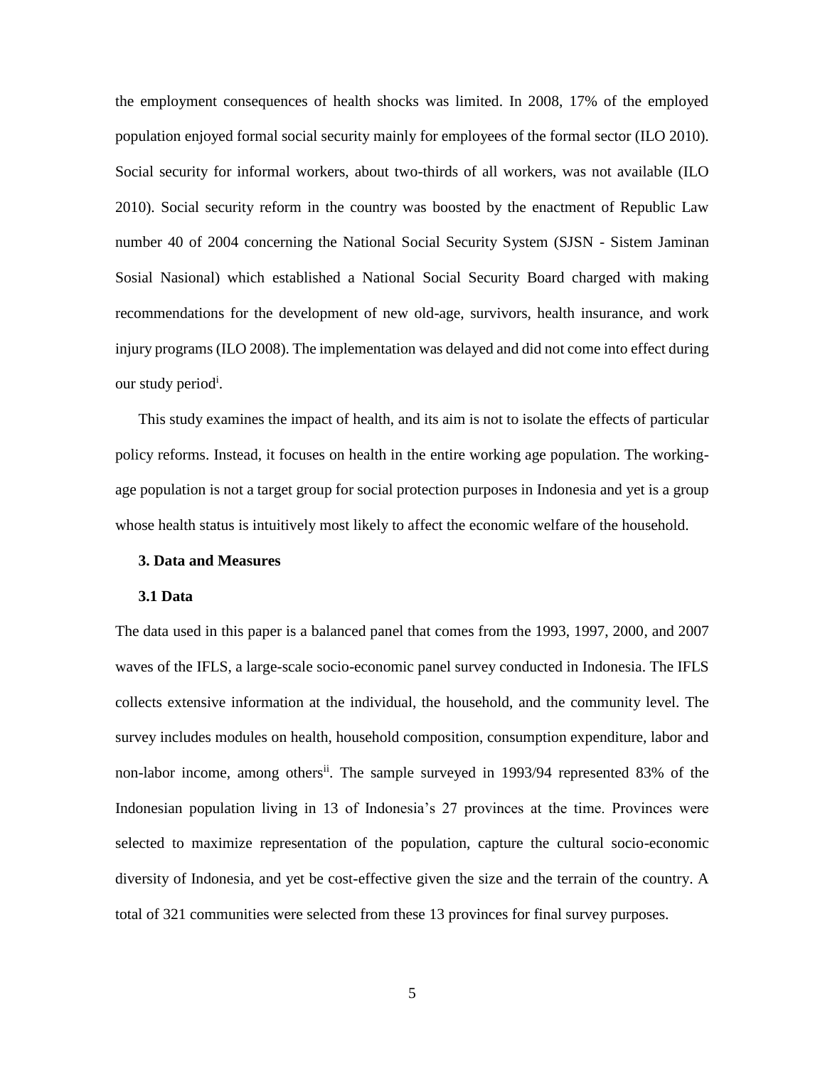the employment consequences of health shocks was limited. In 2008, 17% of the employed population enjoyed formal social security mainly for employees of the formal sector (ILO 2010). Social security for informal workers, about two-thirds of all workers, was not available (ILO 2010). Social security reform in the country was boosted by the enactment of Republic Law number 40 of 2004 concerning the National Social Security System (SJSN - Sistem Jaminan Sosial Nasional) which established a National Social Security Board charged with making recommendations for the development of new old-age, survivors, health insurance, and work injury programs (ILO 2008). The implementation was delayed and did not come into effect during our study period[i].

This study examines the impact of health, and its aim is not to isolate the effects of particular policy reforms. Instead, it focuses on health in the entire working age population. The working-age population is not a target group for social protection purposes in Indonesia and yet is a group whose health status is intuitively most likely to affect the economic welfare of the household.

## 3. Data and Measures

### 3.1 Data

The data used in this paper is a balanced panel that comes from the 1993, 1997, 2000, and 2007 waves of the IFLS, a large-scale socio-economic panel survey conducted in Indonesia. The IFLS collects extensive information at the individual, the household, and the community level. The survey includes modules on health, household composition, consumption expenditure, labor and non-labor income, among others[ii]. The sample surveyed in 1993/94 represented 83% of the Indonesian population living in 13 of Indonesia's 27 provinces at the time. Provinces were selected to maximize representation of the population, capture the cultural socio-economic diversity of Indonesia, and yet be cost-effective given the size and the terrain of the country. A total of 321 communities were selected from these 13 provinces for final survey purposes.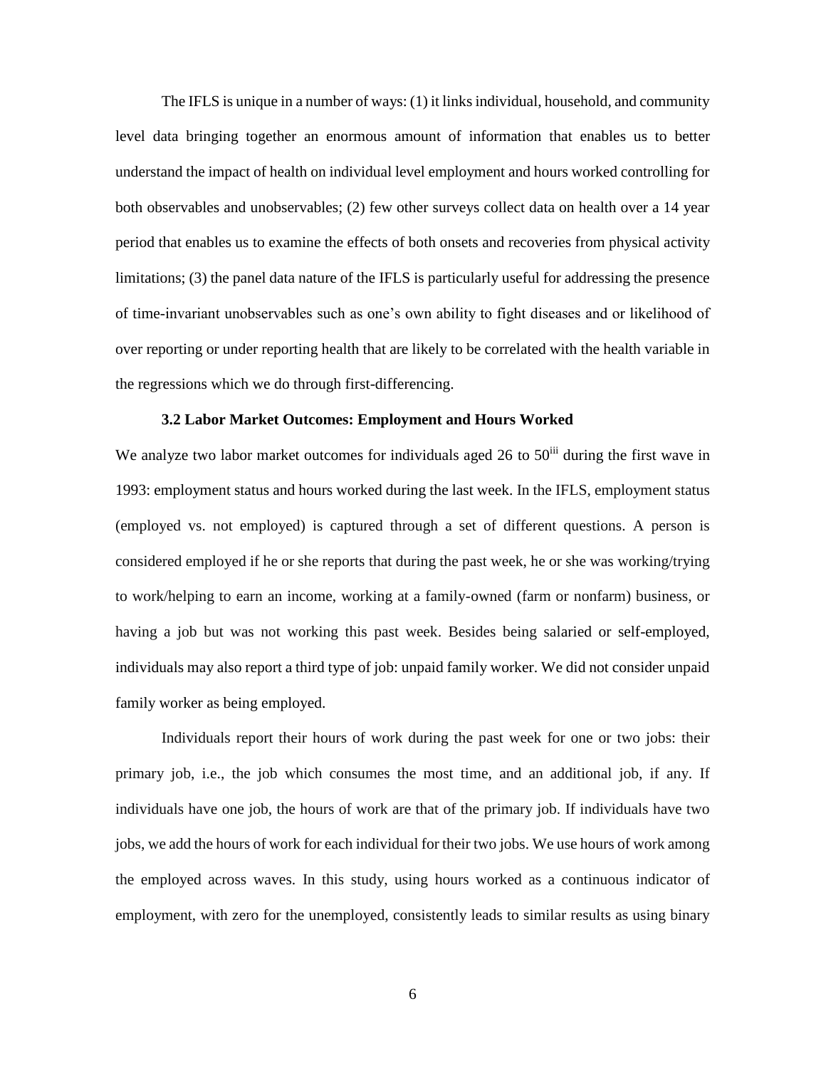The IFLS is unique in a number of ways: (1) it links individual, household, and community level data bringing together an enormous amount of information that enables us to better understand the impact of health on individual level employment and hours worked controlling for both observables and unobservables; (2) few other surveys collect data on health over a 14 year period that enables us to examine the effects of both onsets and recoveries from physical activity limitations; (3) the panel data nature of the IFLS is particularly useful for addressing the presence of time-invariant unobservables such as one's own ability to fight diseases and or likelihood of over reporting or under reporting health that are likely to be correlated with the health variable in the regressions which we do through first-differencing.

### 3.2 Labor Market Outcomes: Employment and Hours Worked

We analyze two labor market outcomes for individuals aged 26 to 50[iii] during the first wave in 1993: employment status and hours worked during the last week. In the IFLS, employment status (employed vs. not employed) is captured through a set of different questions. A person is considered employed if he or she reports that during the past week, he or she was working/trying to work/helping to earn an income, working at a family-owned (farm or nonfarm) business, or having a job but was not working this past week. Besides being salaried or self-employed, individuals may also report a third type of job: unpaid family worker. We did not consider unpaid family worker as being employed.

Individuals report their hours of work during the past week for one or two jobs: their primary job, i.e., the job which consumes the most time, and an additional job, if any. If individuals have one job, the hours of work are that of the primary job. If individuals have two jobs, we add the hours of work for each individual for their two jobs. We use hours of work among the employed across waves. In this study, using hours worked as a continuous indicator of employment, with zero for the unemployed, consistently leads to similar results as using binary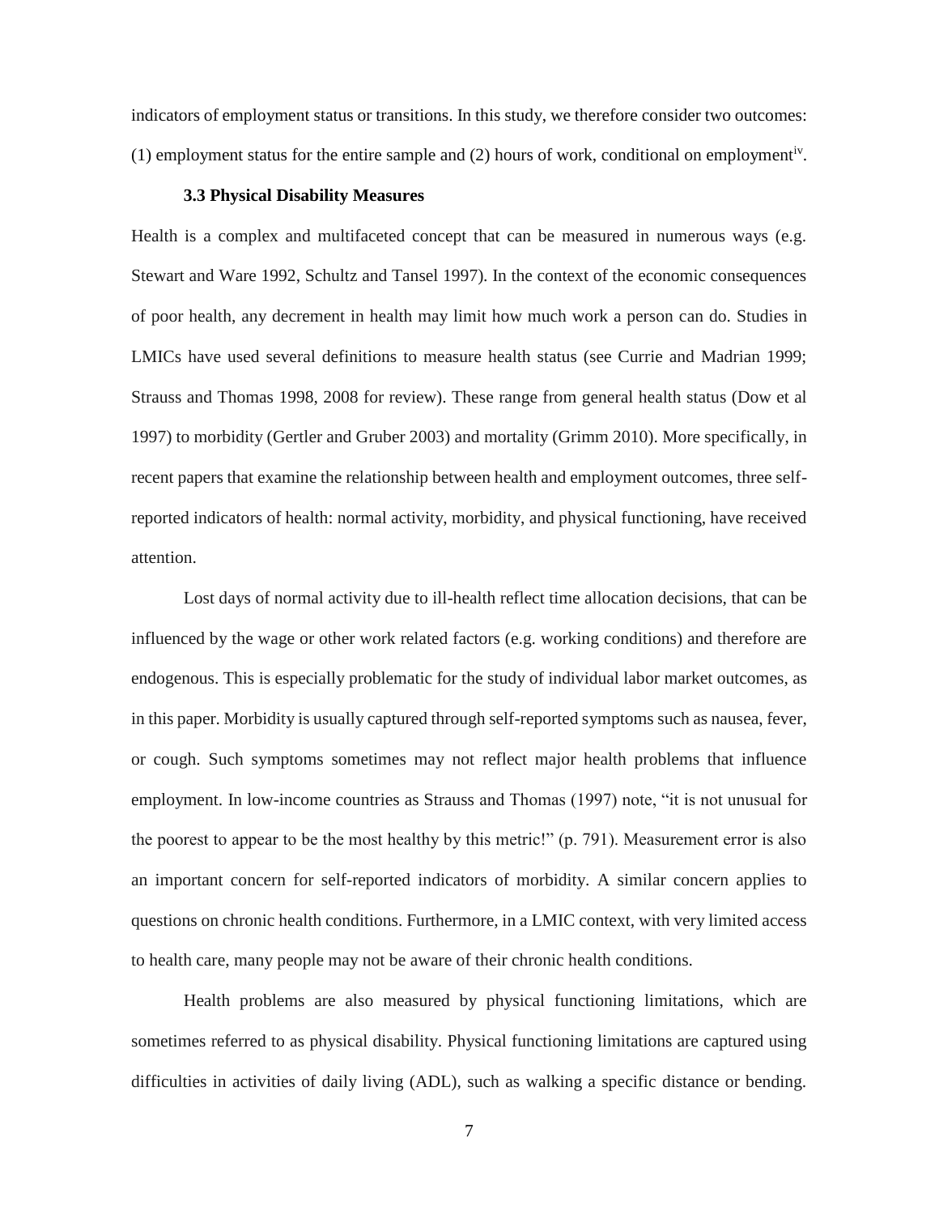indicators of employment status or transitions. In this study, we therefore consider two outcomes: (1) employment status for the entire sample and (2) hours of work, conditional on employment[iv].

### 3.3 Physical Disability Measures

Health is a complex and multifaceted concept that can be measured in numerous ways (e.g. Stewart and Ware 1992, Schultz and Tansel 1997). In the context of the economic consequences of poor health, any decrement in health may limit how much work a person can do. Studies in LMICs have used several definitions to measure health status (see Currie and Madrian 1999; Strauss and Thomas 1998, 2008 for review). These range from general health status (Dow et al 1997) to morbidity (Gertler and Gruber 2003) and mortality (Grimm 2010). More specifically, in recent papers that examine the relationship between health and employment outcomes, three self-reported indicators of health: normal activity, morbidity, and physical functioning, have received attention.

Lost days of normal activity due to ill-health reflect time allocation decisions, that can be influenced by the wage or other work related factors (e.g. working conditions) and therefore are endogenous. This is especially problematic for the study of individual labor market outcomes, as in this paper. Morbidity is usually captured through self-reported symptoms such as nausea, fever, or cough. Such symptoms sometimes may not reflect major health problems that influence employment. In low-income countries as Strauss and Thomas (1997) note, "it is not unusual for the poorest to appear to be the most healthy by this metric!" (p. 791). Measurement error is also an important concern for self-reported indicators of morbidity. A similar concern applies to questions on chronic health conditions. Furthermore, in a LMIC context, with very limited access to health care, many people may not be aware of their chronic health conditions.

Health problems are also measured by physical functioning limitations, which are sometimes referred to as physical disability. Physical functioning limitations are captured using difficulties in activities of daily living (ADL), such as walking a specific distance or bending.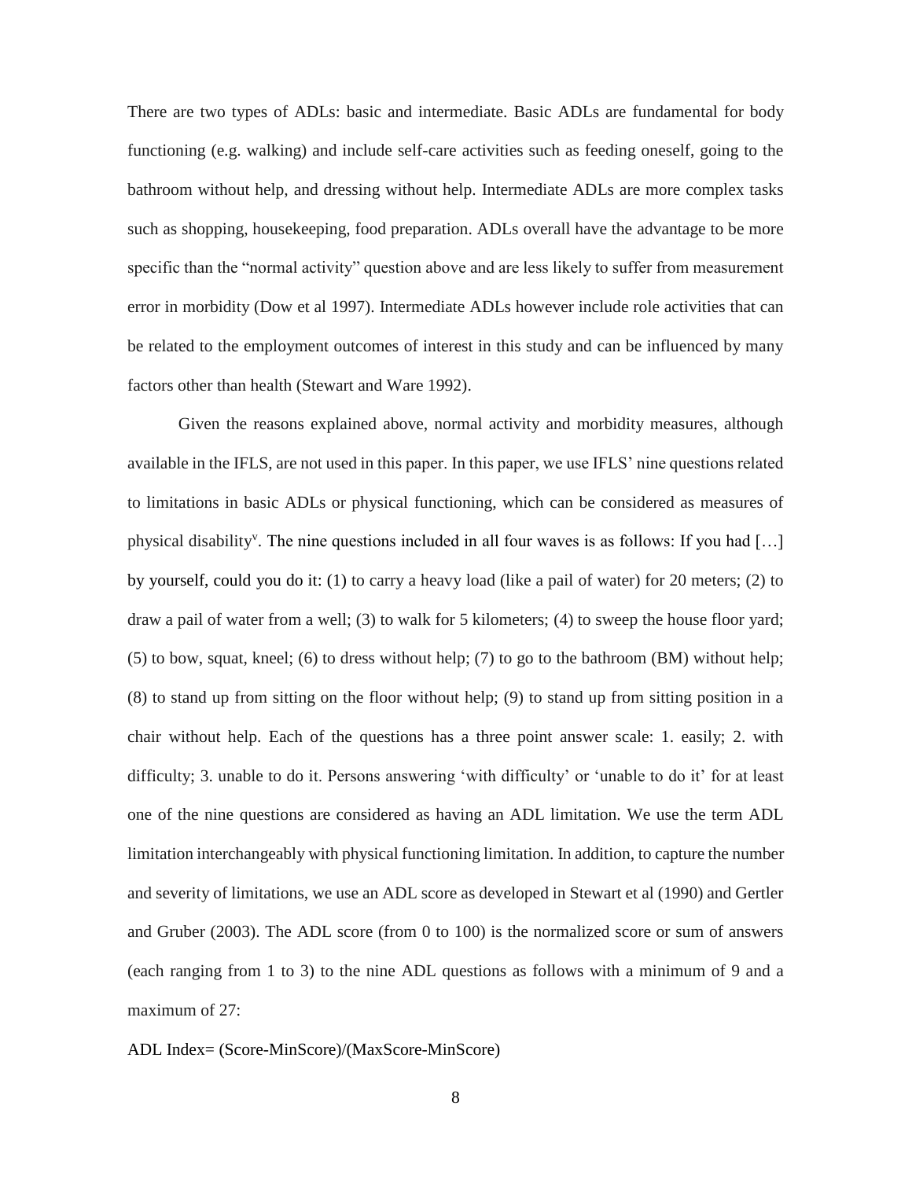There are two types of ADLs: basic and intermediate. Basic ADLs are fundamental for body functioning (e.g. walking) and include self-care activities such as feeding oneself, going to the bathroom without help, and dressing without help. Intermediate ADLs are more complex tasks such as shopping, housekeeping, food preparation. ADLs overall have the advantage to be more specific than the "normal activity" question above and are less likely to suffer from measurement error in morbidity (Dow et al 1997). Intermediate ADLs however include role activities that can be related to the employment outcomes of interest in this study and can be influenced by many factors other than health (Stewart and Ware 1992).

Given the reasons explained above, normal activity and morbidity measures, although available in the IFLS, are not used in this paper. In this paper, we use IFLS' nine questions related to limitations in basic ADLs or physical functioning, which can be considered as measures of physical disability[v]. The nine questions included in all four waves is as follows: If you had […] by yourself, could you do it: (1) to carry a heavy load (like a pail of water) for 20 meters; (2) to draw a pail of water from a well; (3) to walk for 5 kilometers; (4) to sweep the house floor yard; (5) to bow, squat, kneel; (6) to dress without help; (7) to go to the bathroom (BM) without help; (8) to stand up from sitting on the floor without help; (9) to stand up from sitting position in a chair without help. Each of the questions has a three point answer scale: 1. easily; 2. with difficulty; 3. unable to do it. Persons answering 'with difficulty' or 'unable to do it' for at least one of the nine questions are considered as having an ADL limitation. We use the term ADL limitation interchangeably with physical functioning limitation. In addition, to capture the number and severity of limitations, we use an ADL score as developed in Stewart et al (1990) and Gertler and Gruber (2003). The ADL score (from 0 to 100) is the normalized score or sum of answers (each ranging from 1 to 3) to the nine ADL questions as follows with a minimum of 9 and a maximum of 27:

ADL Index= (Score-MinScore)/(MaxScore-MinScore)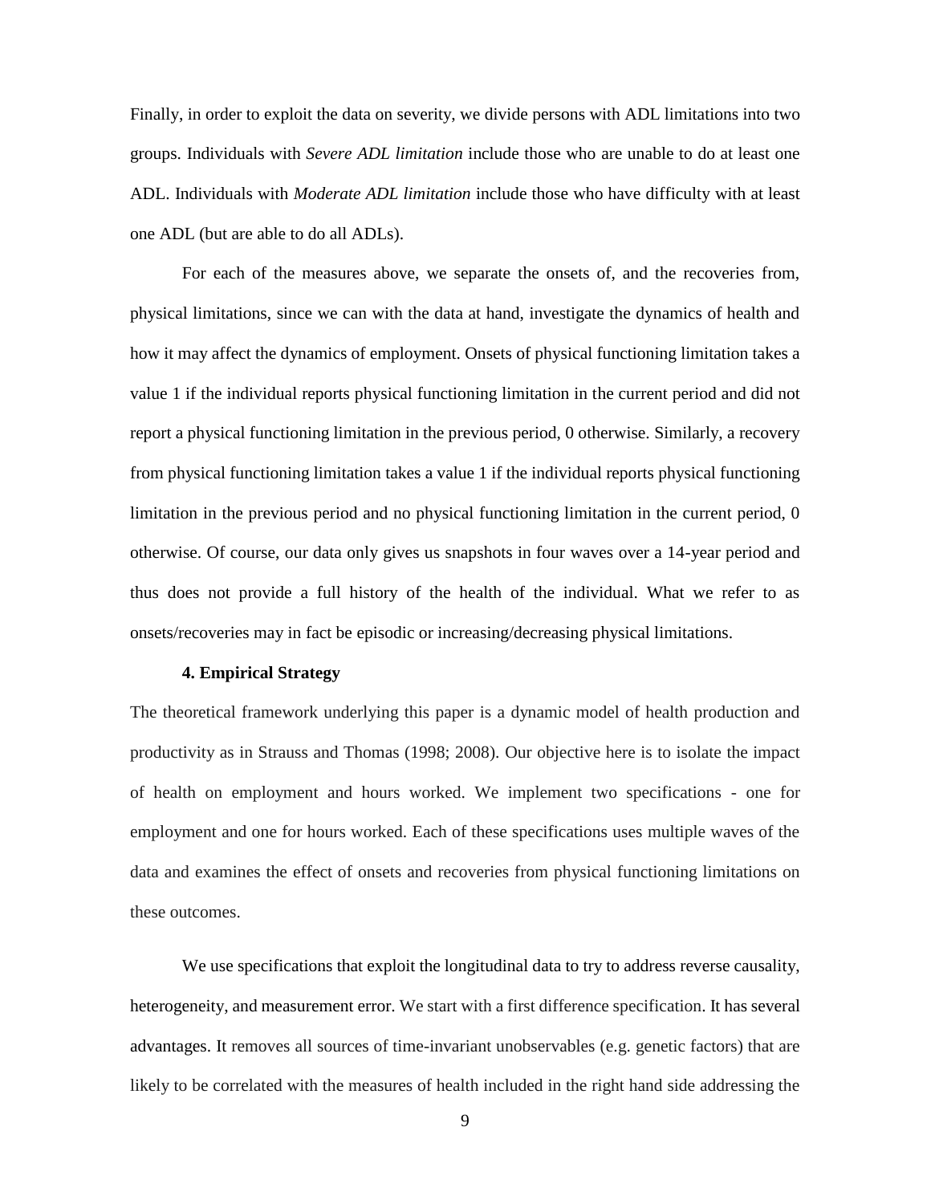Finally, in order to exploit the data on severity, we divide persons with ADL limitations into two groups. Individuals with *Severe ADL limitation* include those who are unable to do at least one ADL. Individuals with *Moderate ADL limitation* include those who have difficulty with at least one ADL (but are able to do all ADLs).

For each of the measures above, we separate the onsets of, and the recoveries from, physical limitations, since we can with the data at hand, investigate the dynamics of health and how it may affect the dynamics of employment. Onsets of physical functioning limitation takes a value 1 if the individual reports physical functioning limitation in the current period and did not report a physical functioning limitation in the previous period, 0 otherwise. Similarly, a recovery from physical functioning limitation takes a value 1 if the individual reports physical functioning limitation in the previous period and no physical functioning limitation in the current period, 0 otherwise. Of course, our data only gives us snapshots in four waves over a 14-year period and thus does not provide a full history of the health of the individual. What we refer to as onsets/recoveries may in fact be episodic or increasing/decreasing physical limitations.

## 4. Empirical Strategy

The theoretical framework underlying this paper is a dynamic model of health production and productivity as in Strauss and Thomas (1998; 2008). Our objective here is to isolate the impact of health on employment and hours worked. We implement two specifications - one for employment and one for hours worked. Each of these specifications uses multiple waves of the data and examines the effect of onsets and recoveries from physical functioning limitations on these outcomes.

We use specifications that exploit the longitudinal data to try to address reverse causality, heterogeneity, and measurement error. We start with a first difference specification. It has several advantages. It removes all sources of time-invariant unobservables (e.g. genetic factors) that are likely to be correlated with the measures of health included in the right hand side addressing the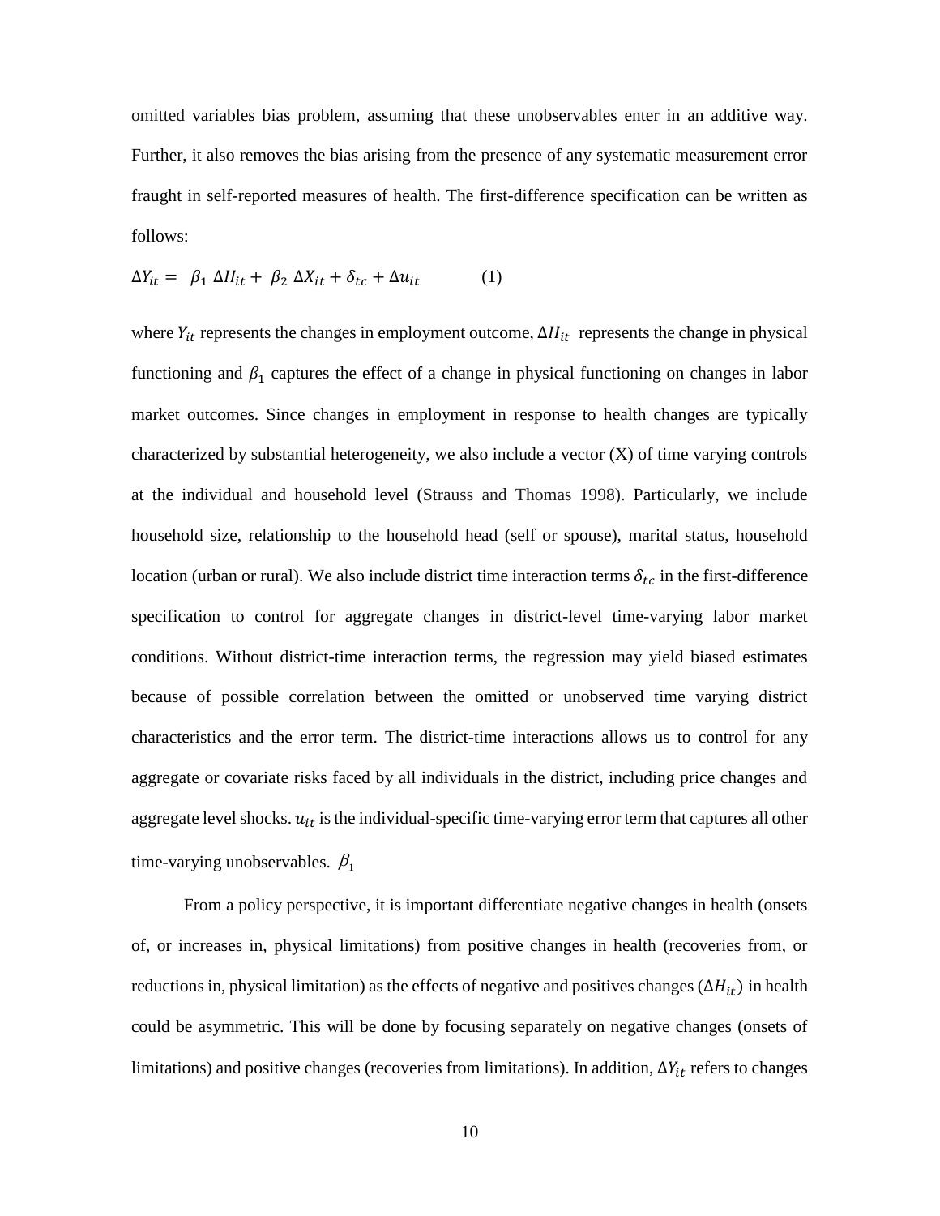omitted variables bias problem, assuming that these unobservables enter in an additive way. Further, it also removes the bias arising from the presence of any systematic measurement error fraught in self-reported measures of health. The first-difference specification can be written as follows:

$$\Delta Y_{it} = \beta_1 \, \Delta H_{it} + \beta_2 \, \Delta X_{it} + \delta_{tc} + \Delta u_{it} \qquad (1)$$

where $Y_{it}$ represents the changes in employment outcome, $\Delta H_{it}$ represents the change in physical functioning and $\beta_1$ captures the effect of a change in physical functioning on changes in labor market outcomes. Since changes in employment in response to health changes are typically characterized by substantial heterogeneity, we also include a vector (X) of time varying controls at the individual and household level (Strauss and Thomas 1998). Particularly, we include household size, relationship to the household head (self or spouse), marital status, household location (urban or rural). We also include district time interaction terms $\delta_{tc}$ in the first-difference specification to control for aggregate changes in district-level time-varying labor market conditions. Without district-time interaction terms, the regression may yield biased estimates because of possible correlation between the omitted or unobserved time varying district characteristics and the error term. The district-time interactions allows us to control for any aggregate or covariate risks faced by all individuals in the district, including price changes and aggregate level shocks. $u_{it}$ is the individual-specific time-varying error term that captures all other time-varying unobservables. $\beta_1$

From a policy perspective, it is important differentiate negative changes in health (onsets of, or increases in, physical limitations) from positive changes in health (recoveries from, or reductions in, physical limitation) as the effects of negative and positives changes ($\Delta H_{it}$) in health could be asymmetric. This will be done by focusing separately on negative changes (onsets of limitations) and positive changes (recoveries from limitations). In addition, $\Delta Y_{it}$ refers to changes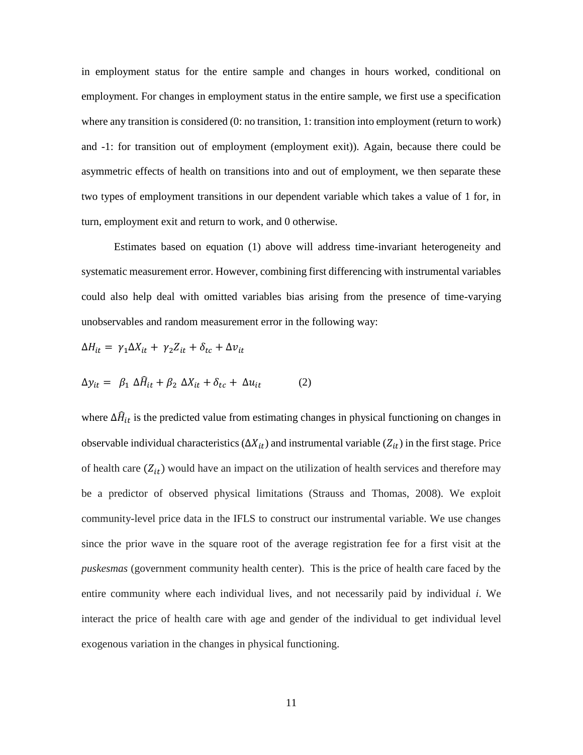in employment status for the entire sample and changes in hours worked, conditional on employment. For changes in employment status in the entire sample, we first use a specification where any transition is considered (0: no transition, 1: transition into employment (return to work) and -1: for transition out of employment (employment exit)). Again, because there could be asymmetric effects of health on transitions into and out of employment, we then separate these two types of employment transitions in our dependent variable which takes a value of 1 for, in turn, employment exit and return to work, and 0 otherwise.

Estimates based on equation (1) above will address time-invariant heterogeneity and systematic measurement error. However, combining first differencing with instrumental variables could also help deal with omitted variables bias arising from the presence of time-varying unobservables and random measurement error in the following way:

$$\Delta H_{it} = \gamma_1 \Delta X_{it} + \gamma_2 Z_{it} + \delta_{tc} + \Delta v_{it}$$

$$\Delta y_{it} = \beta_1 \Delta \widehat{H}_{it} + \beta_2 \Delta X_{it} + \delta_{tc} + \Delta u_{it} \qquad (2)$$

where $\Delta \widehat{H}_{it}$ is the predicted value from estimating changes in physical functioning on changes in observable individual characteristics ($\Delta X_{it}$) and instrumental variable ($Z_{it}$) in the first stage. Price of health care ($Z_{it}$) would have an impact on the utilization of health services and therefore may be a predictor of observed physical limitations (Strauss and Thomas, 2008). We exploit community-level price data in the IFLS to construct our instrumental variable. We use changes since the prior wave in the square root of the average registration fee for a first visit at the *puskesmas* (government community health center). This is the price of health care faced by the entire community where each individual lives, and not necessarily paid by individual *i*. We interact the price of health care with age and gender of the individual to get individual level exogenous variation in the changes in physical functioning.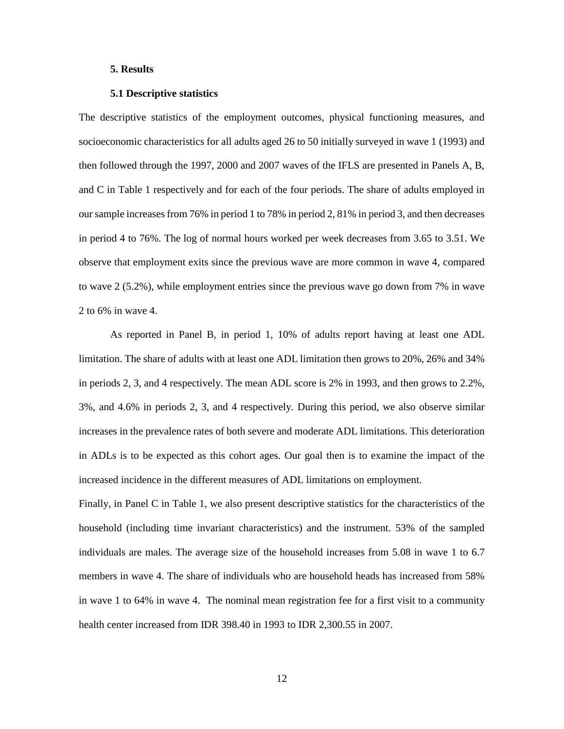## 5. Results

### 5.1 Descriptive statistics

The descriptive statistics of the employment outcomes, physical functioning measures, and socioeconomic characteristics for all adults aged 26 to 50 initially surveyed in wave 1 (1993) and then followed through the 1997, 2000 and 2007 waves of the IFLS are presented in Panels A, B, and C in Table 1 respectively and for each of the four periods. The share of adults employed in our sample increases from 76% in period 1 to 78% in period 2, 81% in period 3, and then decreases in period 4 to 76%. The log of normal hours worked per week decreases from 3.65 to 3.51. We observe that employment exits since the previous wave are more common in wave 4, compared to wave 2 (5.2%), while employment entries since the previous wave go down from 7% in wave 2 to 6% in wave 4.

As reported in Panel B, in period 1, 10% of adults report having at least one ADL limitation. The share of adults with at least one ADL limitation then grows to 20%, 26% and 34% in periods 2, 3, and 4 respectively. The mean ADL score is 2% in 1993, and then grows to 2.2%, 3%, and 4.6% in periods 2, 3, and 4 respectively. During this period, we also observe similar increases in the prevalence rates of both severe and moderate ADL limitations. This deterioration in ADLs is to be expected as this cohort ages. Our goal then is to examine the impact of the increased incidence in the different measures of ADL limitations on employment.

Finally, in Panel C in Table 1, we also present descriptive statistics for the characteristics of the household (including time invariant characteristics) and the instrument. 53% of the sampled individuals are males. The average size of the household increases from 5.08 in wave 1 to 6.7 members in wave 4. The share of individuals who are household heads has increased from 58% in wave 1 to 64% in wave 4. The nominal mean registration fee for a first visit to a community health center increased from IDR 398.40 in 1993 to IDR 2,300.55 in 2007.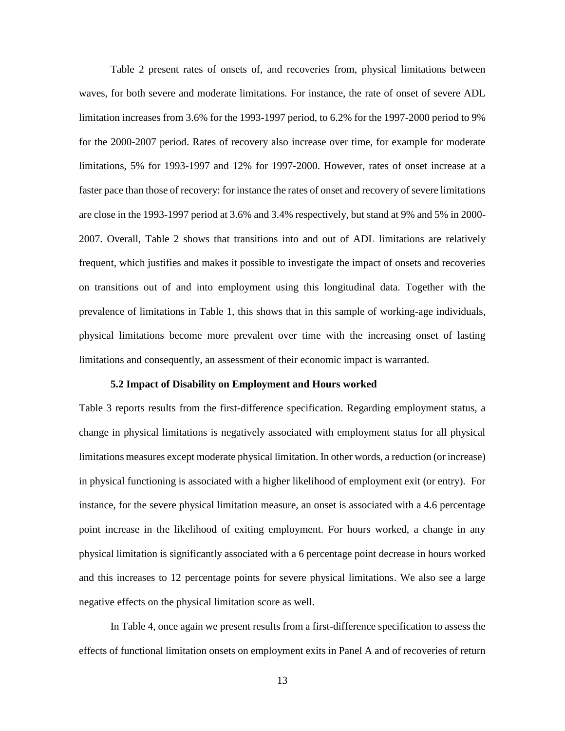Table 2 present rates of onsets of, and recoveries from, physical limitations between waves, for both severe and moderate limitations. For instance, the rate of onset of severe ADL limitation increases from 3.6% for the 1993-1997 period, to 6.2% for the 1997-2000 period to 9% for the 2000-2007 period. Rates of recovery also increase over time, for example for moderate limitations, 5% for 1993-1997 and 12% for 1997-2000. However, rates of onset increase at a faster pace than those of recovery: for instance the rates of onset and recovery of severe limitations are close in the 1993-1997 period at 3.6% and 3.4% respectively, but stand at 9% and 5% in 2000-2007. Overall, Table 2 shows that transitions into and out of ADL limitations are relatively frequent, which justifies and makes it possible to investigate the impact of onsets and recoveries on transitions out of and into employment using this longitudinal data. Together with the prevalence of limitations in Table 1, this shows that in this sample of working-age individuals, physical limitations become more prevalent over time with the increasing onset of lasting limitations and consequently, an assessment of their economic impact is warranted.

### 5.2 Impact of Disability on Employment and Hours worked

Table 3 reports results from the first-difference specification. Regarding employment status, a change in physical limitations is negatively associated with employment status for all physical limitations measures except moderate physical limitation. In other words, a reduction (or increase) in physical functioning is associated with a higher likelihood of employment exit (or entry). For instance, for the severe physical limitation measure, an onset is associated with a 4.6 percentage point increase in the likelihood of exiting employment. For hours worked, a change in any physical limitation is significantly associated with a 6 percentage point decrease in hours worked and this increases to 12 percentage points for severe physical limitations. We also see a large negative effects on the physical limitation score as well.

In Table 4, once again we present results from a first-difference specification to assess the effects of functional limitation onsets on employment exits in Panel A and of recoveries of return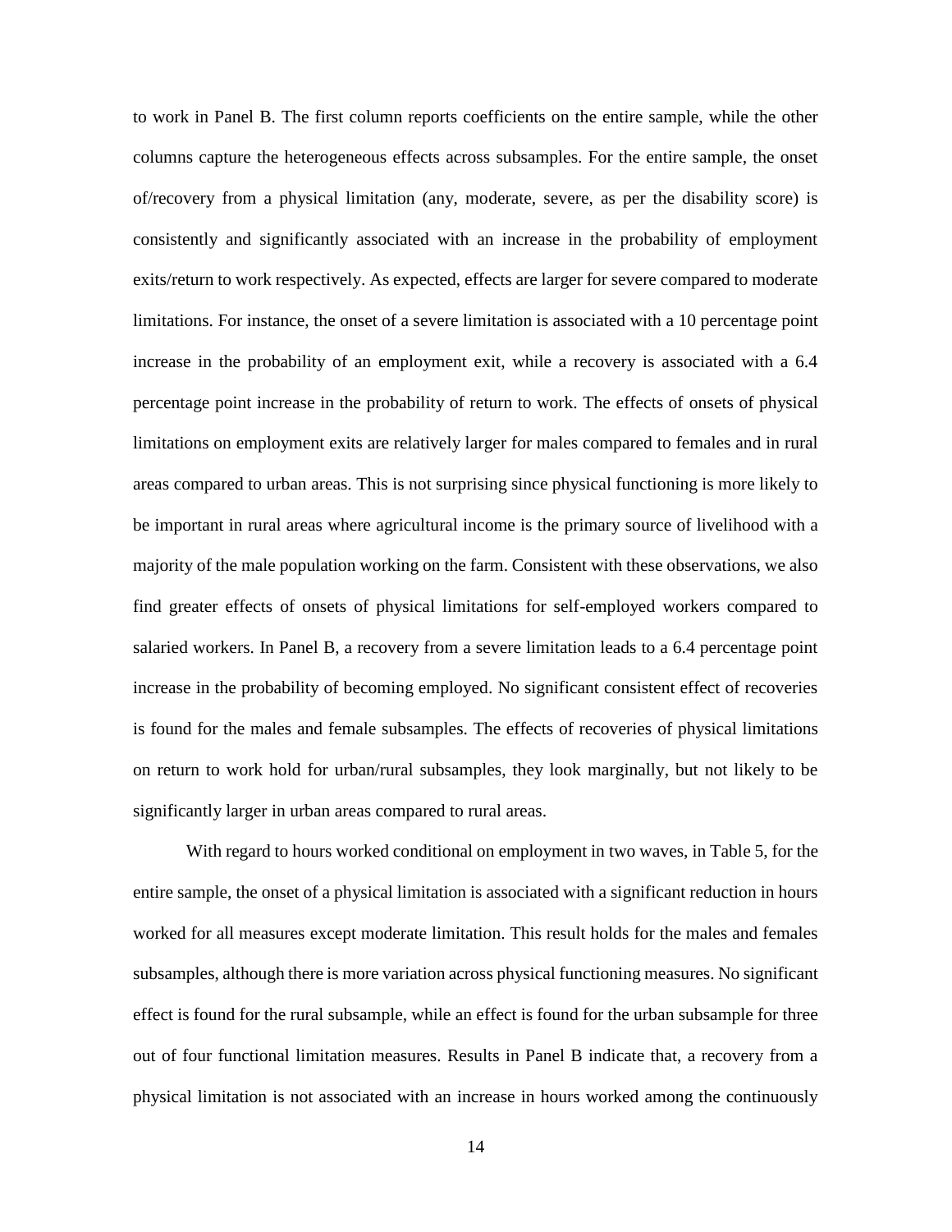to work in Panel B. The first column reports coefficients on the entire sample, while the other columns capture the heterogeneous effects across subsamples. For the entire sample, the onset of/recovery from a physical limitation (any, moderate, severe, as per the disability score) is consistently and significantly associated with an increase in the probability of employment exits/return to work respectively. As expected, effects are larger for severe compared to moderate limitations. For instance, the onset of a severe limitation is associated with a 10 percentage point increase in the probability of an employment exit, while a recovery is associated with a 6.4 percentage point increase in the probability of return to work. The effects of onsets of physical limitations on employment exits are relatively larger for males compared to females and in rural areas compared to urban areas. This is not surprising since physical functioning is more likely to be important in rural areas where agricultural income is the primary source of livelihood with a majority of the male population working on the farm. Consistent with these observations, we also find greater effects of onsets of physical limitations for self-employed workers compared to salaried workers. In Panel B, a recovery from a severe limitation leads to a 6.4 percentage point increase in the probability of becoming employed. No significant consistent effect of recoveries is found for the males and female subsamples. The effects of recoveries of physical limitations on return to work hold for urban/rural subsamples, they look marginally, but not likely to be significantly larger in urban areas compared to rural areas.

With regard to hours worked conditional on employment in two waves, in Table 5, for the entire sample, the onset of a physical limitation is associated with a significant reduction in hours worked for all measures except moderate limitation. This result holds for the males and females subsamples, although there is more variation across physical functioning measures. No significant effect is found for the rural subsample, while an effect is found for the urban subsample for three out of four functional limitation measures. Results in Panel B indicate that, a recovery from a physical limitation is not associated with an increase in hours worked among the continuously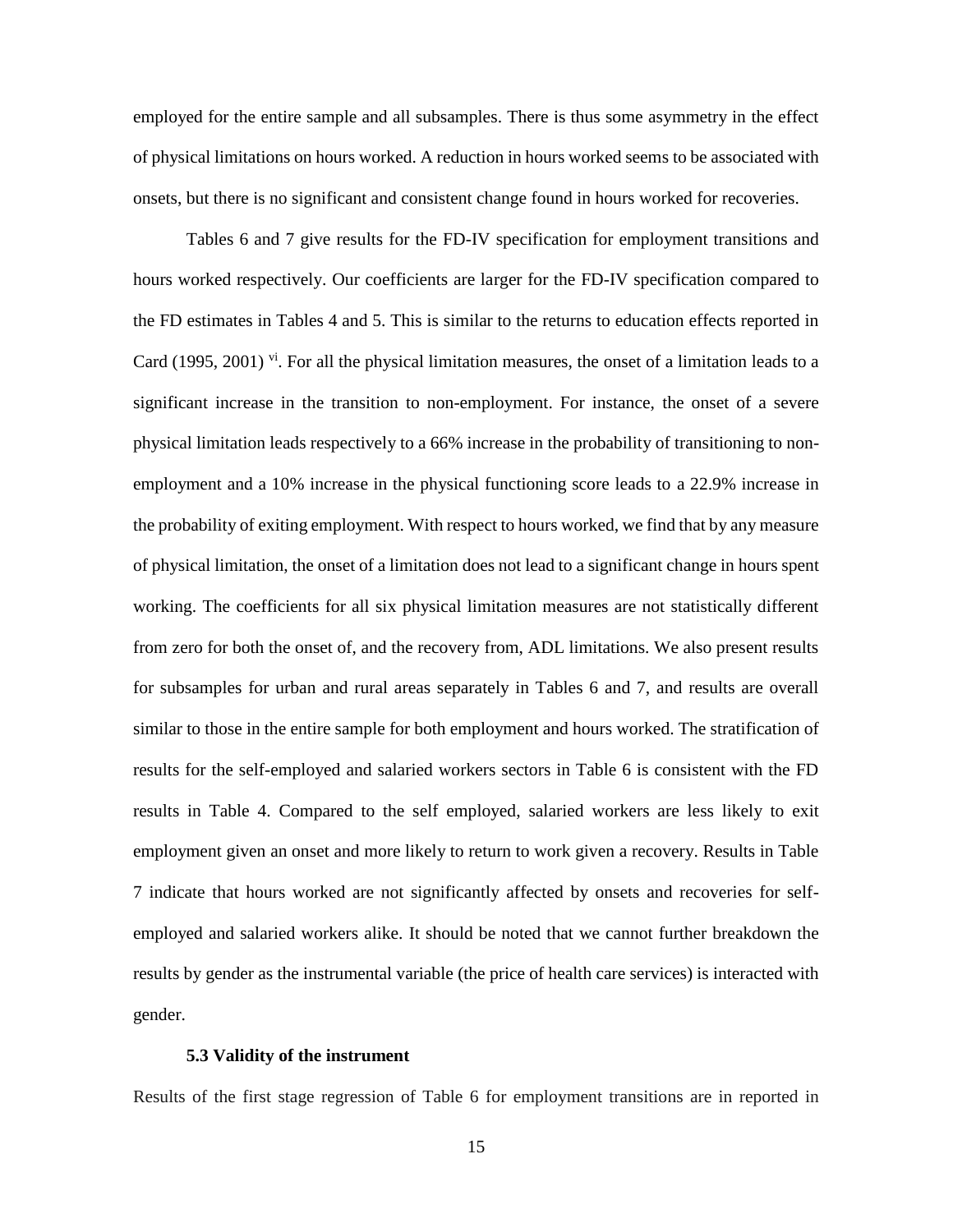employed for the entire sample and all subsamples. There is thus some asymmetry in the effect of physical limitations on hours worked. A reduction in hours worked seems to be associated with onsets, but there is no significant and consistent change found in hours worked for recoveries.

Tables 6 and 7 give results for the FD-IV specification for employment transitions and hours worked respectively. Our coefficients are larger for the FD-IV specification compared to the FD estimates in Tables 4 and 5. This is similar to the returns to education effects reported in Card (1995, 2001) [vi]. For all the physical limitation measures, the onset of a limitation leads to a significant increase in the transition to non-employment. For instance, the onset of a severe physical limitation leads respectively to a 66% increase in the probability of transitioning to non-employment and a 10% increase in the physical functioning score leads to a 22.9% increase in the probability of exiting employment. With respect to hours worked, we find that by any measure of physical limitation, the onset of a limitation does not lead to a significant change in hours spent working. The coefficients for all six physical limitation measures are not statistically different from zero for both the onset of, and the recovery from, ADL limitations. We also present results for subsamples for urban and rural areas separately in Tables 6 and 7, and results are overall similar to those in the entire sample for both employment and hours worked. The stratification of results for the self-employed and salaried workers sectors in Table 6 is consistent with the FD results in Table 4. Compared to the self employed, salaried workers are less likely to exit employment given an onset and more likely to return to work given a recovery. Results in Table 7 indicate that hours worked are not significantly affected by onsets and recoveries for self-employed and salaried workers alike. It should be noted that we cannot further breakdown the results by gender as the instrumental variable (the price of health care services) is interacted with gender.

### 5.3 Validity of the instrument

Results of the first stage regression of Table 6 for employment transitions are in reported in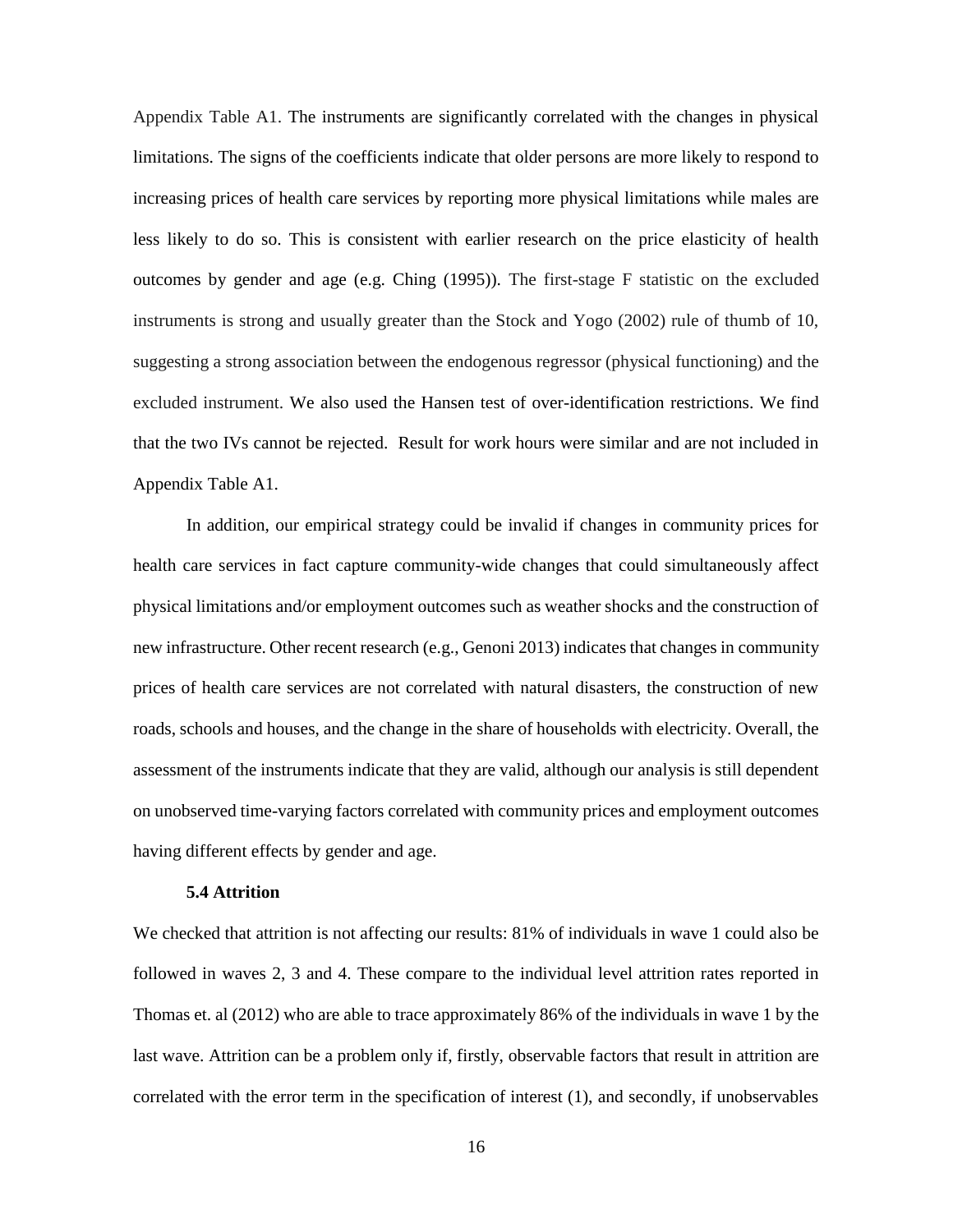Appendix Table A1. The instruments are significantly correlated with the changes in physical limitations. The signs of the coefficients indicate that older persons are more likely to respond to increasing prices of health care services by reporting more physical limitations while males are less likely to do so. This is consistent with earlier research on the price elasticity of health outcomes by gender and age (e.g. Ching (1995)). The first-stage F statistic on the excluded instruments is strong and usually greater than the Stock and Yogo (2002) rule of thumb of 10, suggesting a strong association between the endogenous regressor (physical functioning) and the excluded instrument. We also used the Hansen test of over-identification restrictions. We find that the two IVs cannot be rejected. Result for work hours were similar and are not included in Appendix Table A1.

In addition, our empirical strategy could be invalid if changes in community prices for health care services in fact capture community-wide changes that could simultaneously affect physical limitations and/or employment outcomes such as weather shocks and the construction of new infrastructure. Other recent research (e.g., Genoni 2013) indicates that changes in community prices of health care services are not correlated with natural disasters, the construction of new roads, schools and houses, and the change in the share of households with electricity. Overall, the assessment of the instruments indicate that they are valid, although our analysis is still dependent on unobserved time-varying factors correlated with community prices and employment outcomes having different effects by gender and age.

### 5.4 Attrition

We checked that attrition is not affecting our results: 81% of individuals in wave 1 could also be followed in waves 2, 3 and 4. These compare to the individual level attrition rates reported in Thomas et. al (2012) who are able to trace approximately 86% of the individuals in wave 1 by the last wave. Attrition can be a problem only if, firstly, observable factors that result in attrition are correlated with the error term in the specification of interest (1), and secondly, if unobservables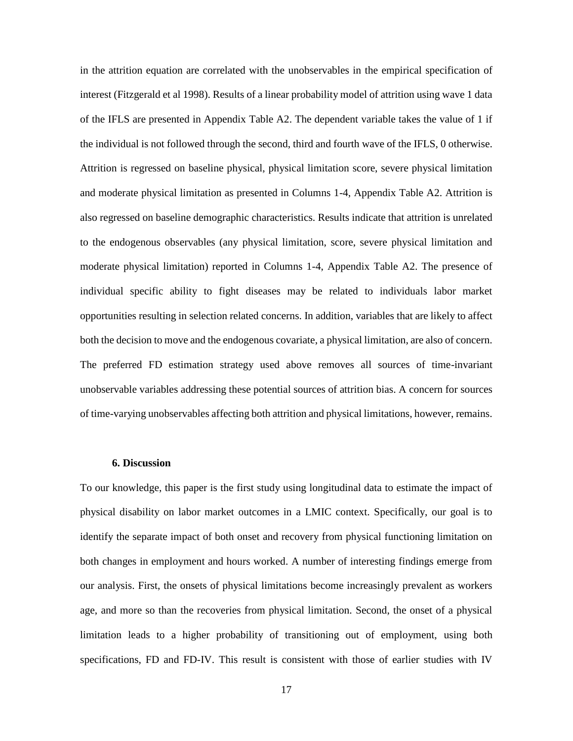in the attrition equation are correlated with the unobservables in the empirical specification of interest (Fitzgerald et al 1998). Results of a linear probability model of attrition using wave 1 data of the IFLS are presented in Appendix Table A2. The dependent variable takes the value of 1 if the individual is not followed through the second, third and fourth wave of the IFLS, 0 otherwise. Attrition is regressed on baseline physical, physical limitation score, severe physical limitation and moderate physical limitation as presented in Columns 1-4, Appendix Table A2. Attrition is also regressed on baseline demographic characteristics. Results indicate that attrition is unrelated to the endogenous observables (any physical limitation, score, severe physical limitation and moderate physical limitation) reported in Columns 1-4, Appendix Table A2. The presence of individual specific ability to fight diseases may be related to individuals labor market opportunities resulting in selection related concerns. In addition, variables that are likely to affect both the decision to move and the endogenous covariate, a physical limitation, are also of concern. The preferred FD estimation strategy used above removes all sources of time-invariant unobservable variables addressing these potential sources of attrition bias. A concern for sources of time-varying unobservables affecting both attrition and physical limitations, however, remains.

## 6. Discussion

To our knowledge, this paper is the first study using longitudinal data to estimate the impact of physical disability on labor market outcomes in a LMIC context. Specifically, our goal is to identify the separate impact of both onset and recovery from physical functioning limitation on both changes in employment and hours worked. A number of interesting findings emerge from our analysis. First, the onsets of physical limitations become increasingly prevalent as workers age, and more so than the recoveries from physical limitation. Second, the onset of a physical limitation leads to a higher probability of transitioning out of employment, using both specifications, FD and FD-IV. This result is consistent with those of earlier studies with IV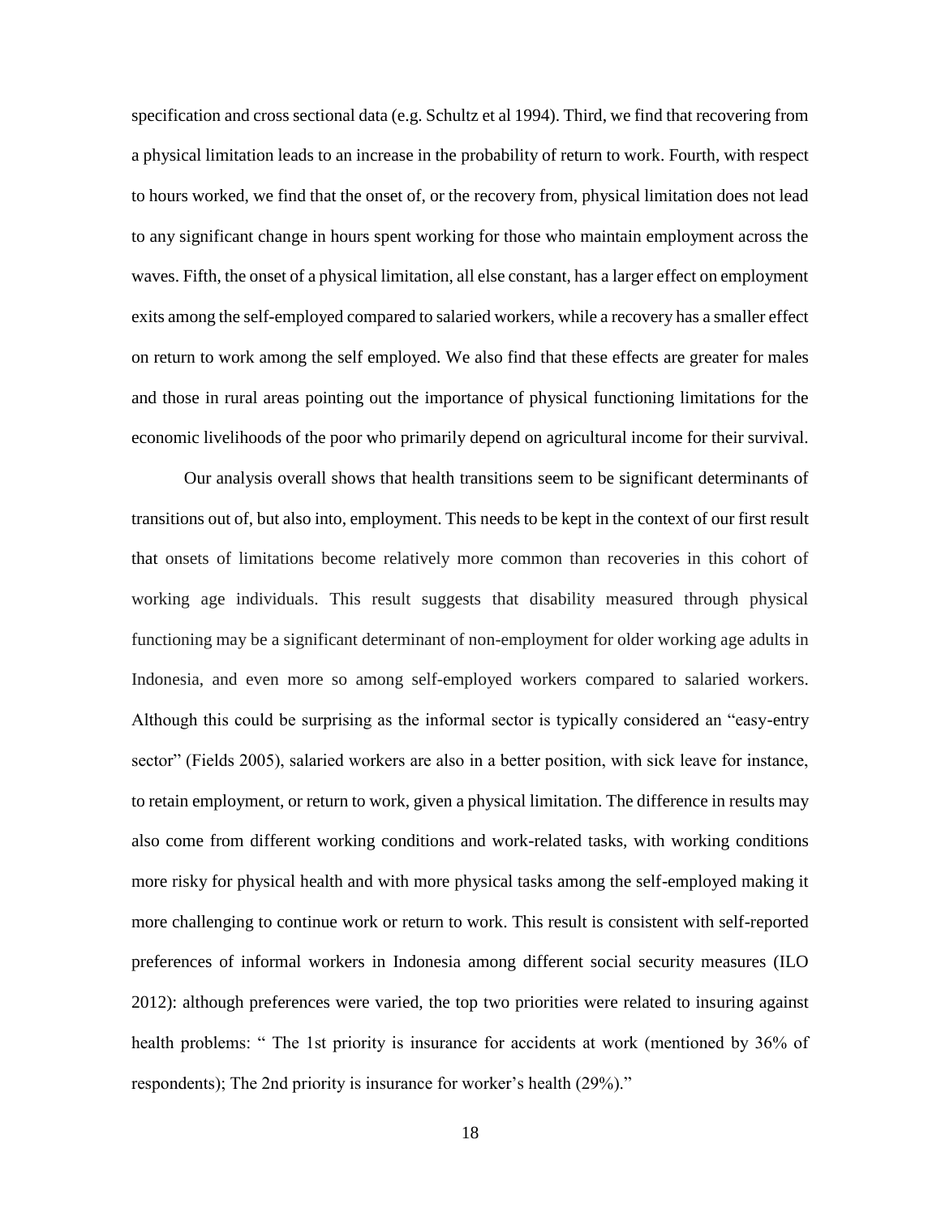specification and cross sectional data (e.g. Schultz et al 1994). Third, we find that recovering from a physical limitation leads to an increase in the probability of return to work. Fourth, with respect to hours worked, we find that the onset of, or the recovery from, physical limitation does not lead to any significant change in hours spent working for those who maintain employment across the waves. Fifth, the onset of a physical limitation, all else constant, has a larger effect on employment exits among the self-employed compared to salaried workers, while a recovery has a smaller effect on return to work among the self employed. We also find that these effects are greater for males and those in rural areas pointing out the importance of physical functioning limitations for the economic livelihoods of the poor who primarily depend on agricultural income for their survival.

Our analysis overall shows that health transitions seem to be significant determinants of transitions out of, but also into, employment. This needs to be kept in the context of our first result that onsets of limitations become relatively more common than recoveries in this cohort of working age individuals. This result suggests that disability measured through physical functioning may be a significant determinant of non-employment for older working age adults in Indonesia, and even more so among self-employed workers compared to salaried workers. Although this could be surprising as the informal sector is typically considered an "easy-entry sector" (Fields 2005), salaried workers are also in a better position, with sick leave for instance, to retain employment, or return to work, given a physical limitation. The difference in results may also come from different working conditions and work-related tasks, with working conditions more risky for physical health and with more physical tasks among the self-employed making it more challenging to continue work or return to work. This result is consistent with self-reported preferences of informal workers in Indonesia among different social security measures (ILO 2012): although preferences were varied, the top two priorities were related to insuring against health problems: " The 1st priority is insurance for accidents at work (mentioned by 36% of respondents); The 2nd priority is insurance for worker's health (29%)."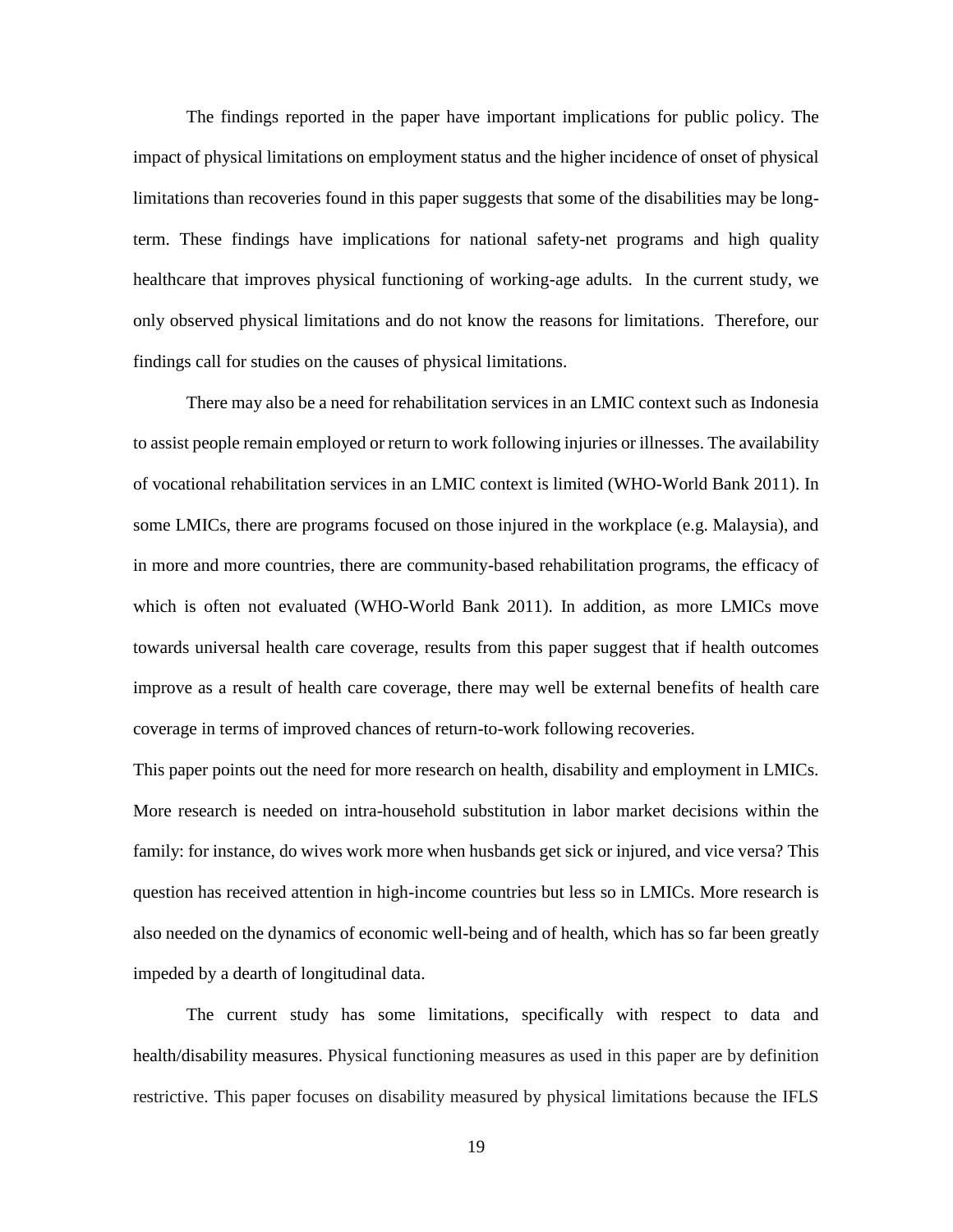The findings reported in the paper have important implications for public policy. The impact of physical limitations on employment status and the higher incidence of onset of physical limitations than recoveries found in this paper suggests that some of the disabilities may be long-term. These findings have implications for national safety-net programs and high quality healthcare that improves physical functioning of working-age adults. In the current study, we only observed physical limitations and do not know the reasons for limitations. Therefore, our findings call for studies on the causes of physical limitations.

There may also be a need for rehabilitation services in an LMIC context such as Indonesia to assist people remain employed or return to work following injuries or illnesses. The availability of vocational rehabilitation services in an LMIC context is limited (WHO-World Bank 2011). In some LMICs, there are programs focused on those injured in the workplace (e.g. Malaysia), and in more and more countries, there are community-based rehabilitation programs, the efficacy of which is often not evaluated (WHO-World Bank 2011). In addition, as more LMICs move towards universal health care coverage, results from this paper suggest that if health outcomes improve as a result of health care coverage, there may well be external benefits of health care coverage in terms of improved chances of return-to-work following recoveries.

This paper points out the need for more research on health, disability and employment in LMICs. More research is needed on intra-household substitution in labor market decisions within the family: for instance, do wives work more when husbands get sick or injured, and vice versa? This question has received attention in high-income countries but less so in LMICs. More research is also needed on the dynamics of economic well-being and of health, which has so far been greatly impeded by a dearth of longitudinal data.

The current study has some limitations, specifically with respect to data and health/disability measures. Physical functioning measures as used in this paper are by definition restrictive. This paper focuses on disability measured by physical limitations because the IFLS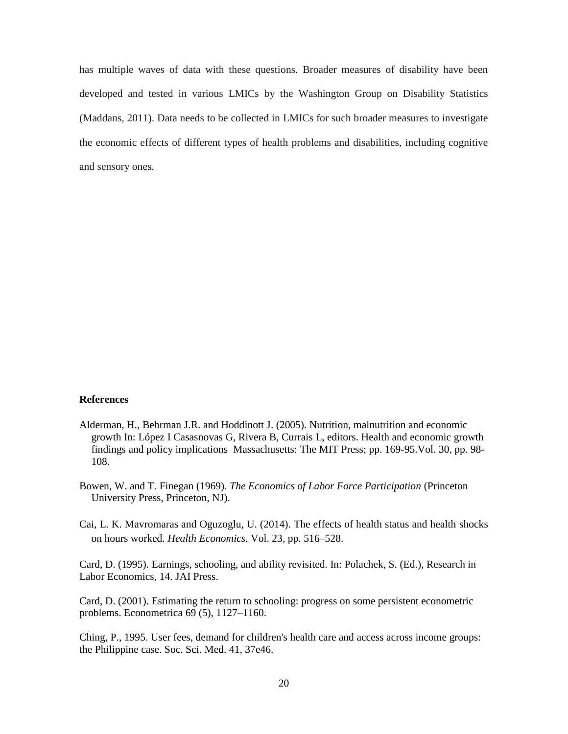has multiple waves of data with these questions. Broader measures of disability have been developed and tested in various LMICs by the Washington Group on Disability Statistics (Maddans, 2011). Data needs to be collected in LMICs for such broader measures to investigate the economic effects of different types of health problems and disabilities, including cognitive and sensory ones.

## References

Alderman, H., Behrman J.R. and Hoddinott J. (2005). Nutrition, malnutrition and economic growth In: López I Casasnovas G, Rivera B, Currais L, editors. Health and economic growth findings and policy implications Massachusetts: The MIT Press; pp. 169-95.Vol. 30, pp. 98-108.

Bowen, W. and T. Finegan (1969). *The Economics of Labor Force Participation* (Princeton University Press, Princeton, NJ).

Cai, L. K. Mavromaras and Oguzoglu, U. (2014). The effects of health status and health shocks on hours worked. *Health Economics*, Vol. 23, pp. 516–528.

Card, D. (1995). Earnings, schooling, and ability revisited. In: Polachek, S. (Ed.), Research in Labor Economics, 14. JAI Press.

Card, D. (2001). Estimating the return to schooling: progress on some persistent econometric problems. Econometrica 69 (5), 1127–1160.

Ching, P., 1995. User fees, demand for children's health care and access across income groups: the Philippine case. Soc. Sci. Med. 41, 37e46.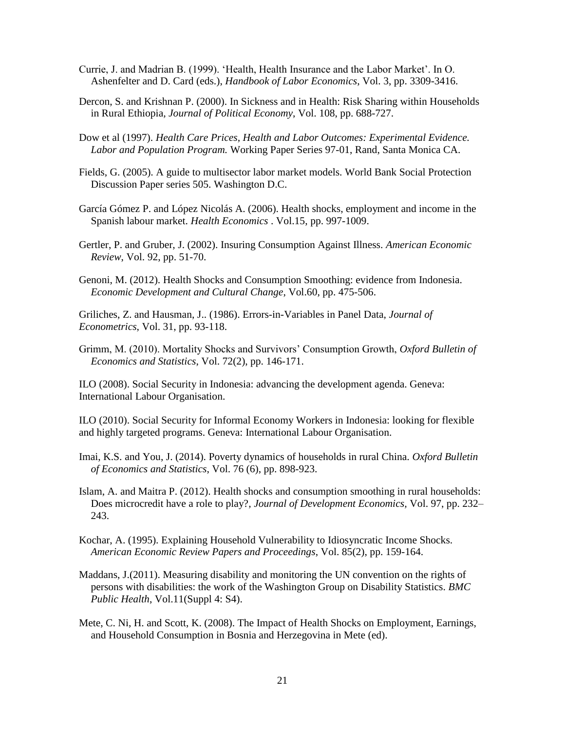Currie, J. and Madrian B. (1999). 'Health, Health Insurance and the Labor Market'. In O. Ashenfelter and D. Card (eds.), *Handbook of Labor Economics*, Vol. 3, pp. 3309-3416.

Dercon, S. and Krishnan P. (2000). In Sickness and in Health: Risk Sharing within Households in Rural Ethiopia, *Journal of Political Economy*, Vol. 108, pp. 688-727.

Dow et al (1997). *Health Care Prices, Health and Labor Outcomes: Experimental Evidence. Labor and Population Program.* Working Paper Series 97-01, Rand, Santa Monica CA.

Fields, G. (2005). A guide to multisector labor market models. World Bank Social Protection Discussion Paper series 505. Washington D.C.

García Gómez P. and López Nicolás A. (2006). Health shocks, employment and income in the Spanish labour market. *Health Economics* . Vol.15, pp. 997-1009.

Gertler, P. and Gruber, J. (2002). Insuring Consumption Against Illness. *American Economic Review*, Vol. 92, pp. 51-70.

Genoni, M. (2012). Health Shocks and Consumption Smoothing: evidence from Indonesia. *Economic Development and Cultural Change*, Vol.60, pp. 475-506.

Griliches, Z. and Hausman, J.. (1986). Errors-in-Variables in Panel Data, *Journal of Econometrics*, Vol. 31, pp. 93-118.

Grimm, M. (2010). Mortality Shocks and Survivors' Consumption Growth, *Oxford Bulletin of Economics and Statistics*, Vol. 72(2), pp. 146-171.

ILO (2008). Social Security in Indonesia: advancing the development agenda. Geneva: International Labour Organisation.

ILO (2010). Social Security for Informal Economy Workers in Indonesia: looking for flexible and highly targeted programs. Geneva: International Labour Organisation.

Imai, K.S. and You, J. (2014). Poverty dynamics of households in rural China. *Oxford Bulletin of Economics and Statistics*, Vol. 76 (6), pp. 898-923.

Islam, A. and Maitra P. (2012). Health shocks and consumption smoothing in rural households: Does microcredit have a role to play?, *Journal of Development Economics*, Vol. 97, pp. 232–243.

Kochar, A. (1995). Explaining Household Vulnerability to Idiosyncratic Income Shocks. *American Economic Review Papers and Proceedings*, Vol. 85(2), pp. 159-164.

Maddans, J.(2011). Measuring disability and monitoring the UN convention on the rights of persons with disabilities: the work of the Washington Group on Disability Statistics. *BMC Public Health*, Vol.11(Suppl 4: S4).

Mete, C. Ni, H. and Scott, K. (2008). The Impact of Health Shocks on Employment, Earnings, and Household Consumption in Bosnia and Herzegovina in Mete (ed).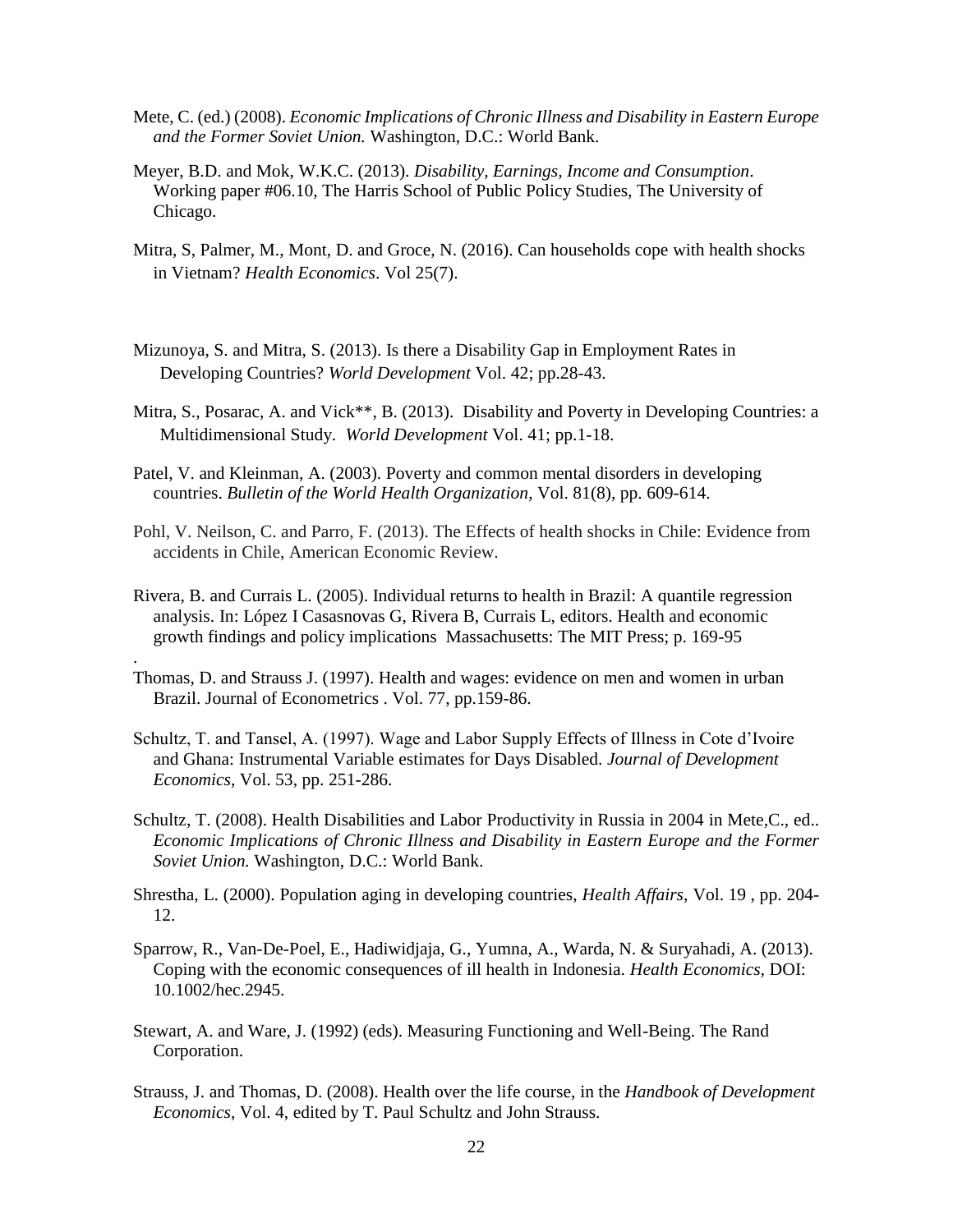Mete, C. (ed.) (2008). *Economic Implications of Chronic Illness and Disability in Eastern Europe and the Former Soviet Union.* Washington, D.C.: World Bank.

Meyer, B.D. and Mok, W.K.C. (2013). *Disability, Earnings, Income and Consumption*. Working paper #06.10, The Harris School of Public Policy Studies, The University of Chicago.

Mitra, S, Palmer, M., Mont, D. and Groce, N. (2016). Can households cope with health shocks in Vietnam? *Health Economics*. Vol 25(7).

Mizunoya, S. and Mitra, S. (2013). Is there a Disability Gap in Employment Rates in Developing Countries? *World Development* Vol. 42; pp.28-43.

Mitra, S., Posarac, A. and Vick**, B. (2013). Disability and Poverty in Developing Countries: a Multidimensional Study. *World Development* Vol. 41; pp.1-18.

Patel, V. and Kleinman, A. (2003). Poverty and common mental disorders in developing countries. *Bulletin of the World Health Organization*, Vol. 81(8), pp. 609-614.

Pohl, V. Neilson, C. and Parro, F. (2013). The Effects of health shocks in Chile: Evidence from accidents in Chile, American Economic Review.

Rivera, B. and Currais L. (2005). Individual returns to health in Brazil: A quantile regression analysis. In: López I Casasnovas G, Rivera B, Currais L, editors. Health and economic growth findings and policy implications Massachusetts: The MIT Press; p. 169-95
.

Thomas, D. and Strauss J. (1997). Health and wages: evidence on men and women in urban Brazil. Journal of Econometrics . Vol. 77, pp.159-86.

Schultz, T. and Tansel, A. (1997). Wage and Labor Supply Effects of Illness in Cote d'Ivoire and Ghana: Instrumental Variable estimates for Days Disabled. *Journal of Development Economics*, Vol. 53, pp. 251-286.

Schultz, T. (2008). Health Disabilities and Labor Productivity in Russia in 2004 in Mete,C., ed.. *Economic Implications of Chronic Illness and Disability in Eastern Europe and the Former Soviet Union.* Washington, D.C.: World Bank.

Shrestha, L. (2000). Population aging in developing countries, *Health Affairs*, Vol. 19 , pp. 204-12.

Sparrow, R., Van-De-Poel, E., Hadiwidjaja, G., Yumna, A., Warda, N. & Suryahadi, A. (2013). Coping with the economic consequences of ill health in Indonesia. *Health Economics*, DOI: 10.1002/hec.2945.

Stewart, A. and Ware, J. (1992) (eds). Measuring Functioning and Well-Being. The Rand Corporation.

Strauss, J. and Thomas, D. (2008). Health over the life course, in the *Handbook of Development Economics*, Vol. 4, edited by T. Paul Schultz and John Strauss.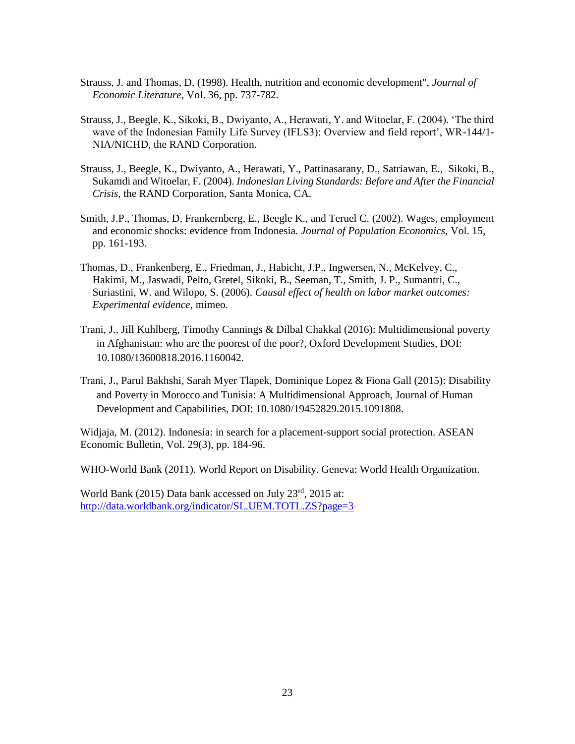Strauss, J. and Thomas, D. (1998). Health, nutrition and economic development", *Journal of Economic Literature*, Vol. 36, pp. 737-782.

Strauss, J., Beegle, K., Sikoki, B., Dwiyanto, A., Herawati, Y. and Witoelar, F. (2004). 'The third wave of the Indonesian Family Life Survey (IFLS3): Overview and field report', WR-144/1-NIA/NICHD, the RAND Corporation.

Strauss, J., Beegle, K., Dwiyanto, A., Herawati, Y., Pattinasarany, D., Satriawan, E., Sikoki, B., Sukamdi and Witoelar, F. (2004). *Indonesian Living Standards: Before and After the Financial Crisis*, the RAND Corporation, Santa Monica, CA.

Smith, J.P., Thomas, D, Frankernberg, E., Beegle K., and Teruel C. (2002). Wages, employment and economic shocks: evidence from Indonesia. *Journal of Population Economics*, Vol. 15, pp. 161-193.

Thomas, D., Frankenberg, E., Friedman, J., Habicht, J.P., Ingwersen, N., McKelvey, C., Hakimi, M., Jaswadi, Pelto, Gretel, Sikoki, B., Seeman, T., Smith, J. P., Sumantri, C., Suriastini, W. and Wilopo, S. (2006). *Causal effect of health on labor market outcomes: Experimental evidence*, mimeo.

Trani, J., Jill Kuhlberg, Timothy Cannings & Dilbal Chakkal (2016): Multidimensional poverty in Afghanistan: who are the poorest of the poor?, Oxford Development Studies, DOI: 10.1080/13600818.2016.1160042.

Trani, J., Parul Bakhshi, Sarah Myer Tlapek, Dominique Lopez & Fiona Gall (2015): Disability and Poverty in Morocco and Tunisia: A Multidimensional Approach, Journal of Human Development and Capabilities, DOI: 10.1080/19452829.2015.1091808.

Widjaja, M. (2012). Indonesia: in search for a placement-support social protection. ASEAN Economic Bulletin, Vol. 29(3), pp. 184-96.

WHO-World Bank (2011). World Report on Disability. Geneva: World Health Organization.

World Bank (2015) Data bank accessed on July 23rd, 2015 at: http://data.worldbank.org/indicator/SL.UEM.TOTL.ZS?page=3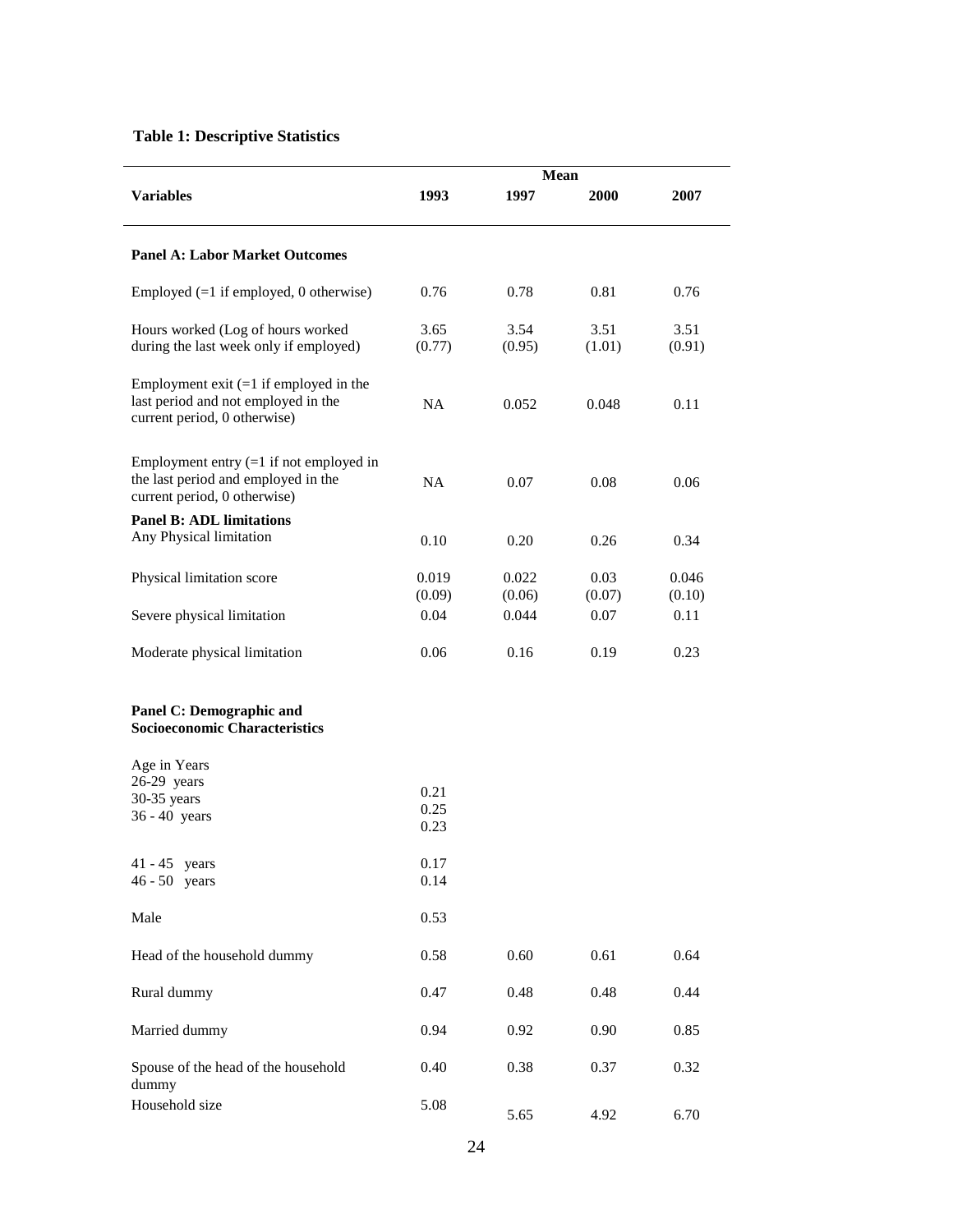**Table 1: Descriptive Statistics**

| Variables | Mean | | | |
|---|---|---|---|---|
| | 1993 | 1997 | 2000 | 2007 |
| **Panel A: Labor Market Outcomes** | | | | |
| Employed (=1 if employed, 0 otherwise) | 0.76 | 0.78 | 0.81 | 0.76 |
| Hours worked (Log of hours worked during the last week only if employed) | 3.65<br>(0.77) | 3.54<br>(0.95) | 3.51<br>(1.01) | 3.51<br>(0.91) |
| Employment exit (=1 if employed in the last period and not employed in the current period, 0 otherwise) | NA | 0.052 | 0.048 | 0.11 |
| Employment entry (=1 if not employed in the last period and employed in the current period, 0 otherwise) | NA | 0.07 | 0.08 | 0.06 |
| **Panel B: ADL limitations** | | | | |
| Any Physical limitation | 0.10 | 0.20 | 0.26 | 0.34 |
| Physical limitation score | 0.019<br>(0.09) | 0.022<br>(0.06) | 0.03<br>(0.07) | 0.046<br>(0.10) |
| Severe physical limitation | 0.04 | 0.044 | 0.07 | 0.11 |
| Moderate physical limitation | 0.06 | 0.16 | 0.19 | 0.23 |
| **Panel C: Demographic and Socioeconomic Characteristics** | | | | |
| Age in Years | | | | |
| 26-29 years | 0.21 | | | |
| 30-35 years | 0.25 | | | |
| 36 - 40 years | 0.23 | | | |
| 41 - 45 years | 0.17 | | | |
| 46 - 50 years | 0.14 | | | |
| Male | 0.53 | | | |
| Head of the household dummy | 0.58 | 0.60 | 0.61 | 0.64 |
| Rural dummy | 0.47 | 0.48 | 0.48 | 0.44 |
| Married dummy | 0.94 | 0.92 | 0.90 | 0.85 |
| Spouse of the head of the household dummy | 0.40 | 0.38 | 0.37 | 0.32 |
| Household size | 5.08 | 5.65 | 4.92 | 6.70 |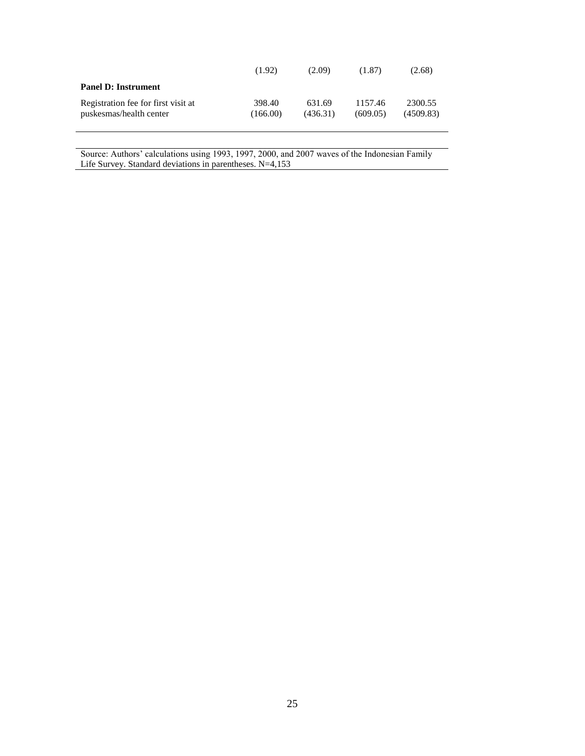| | | | | |
|---|---|---|---|---|
| | (1.92) | (2.09) | (1.87) | (2.68) |
| **Panel D: Instrument** | | | | |
| Registration fee for first visit at puskesmas/health center | 398.40 | 631.69 | 1157.46 | 2300.55 |
| | (166.00) | (436.31) | (609.05) | (4509.83) |

Source: Authors' calculations using 1993, 1997, 2000, and 2007 waves of the Indonesian Family Life Survey. Standard deviations in parentheses. N=4,153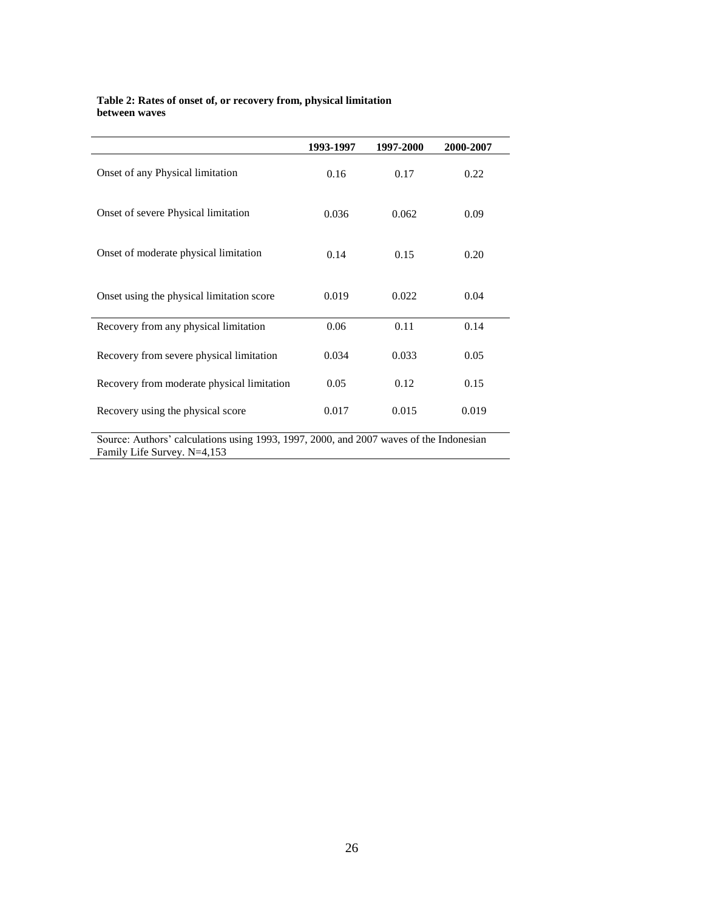**Table 2: Rates of onset of, or recovery from, physical limitation between waves**

| | 1993-1997 | 1997-2000 | 2000-2007 |
|---|---|---|---|
| Onset of any Physical limitation | 0.16 | 0.17 | 0.22 |
| Onset of severe Physical limitation | 0.036 | 0.062 | 0.09 |
| Onset of moderate physical limitation | 0.14 | 0.15 | 0.20 |
| Onset using the physical limitation score | 0.019 | 0.022 | 0.04 |
| Recovery from any physical limitation | 0.06 | 0.11 | 0.14 |
| Recovery from severe physical limitation | 0.034 | 0.033 | 0.05 |
| Recovery from moderate physical limitation | 0.05 | 0.12 | 0.15 |
| Recovery using the physical score | 0.017 | 0.015 | 0.019 |

Source: Authors' calculations using 1993, 1997, 2000, and 2007 waves of the Indonesian Family Life Survey. N=4,153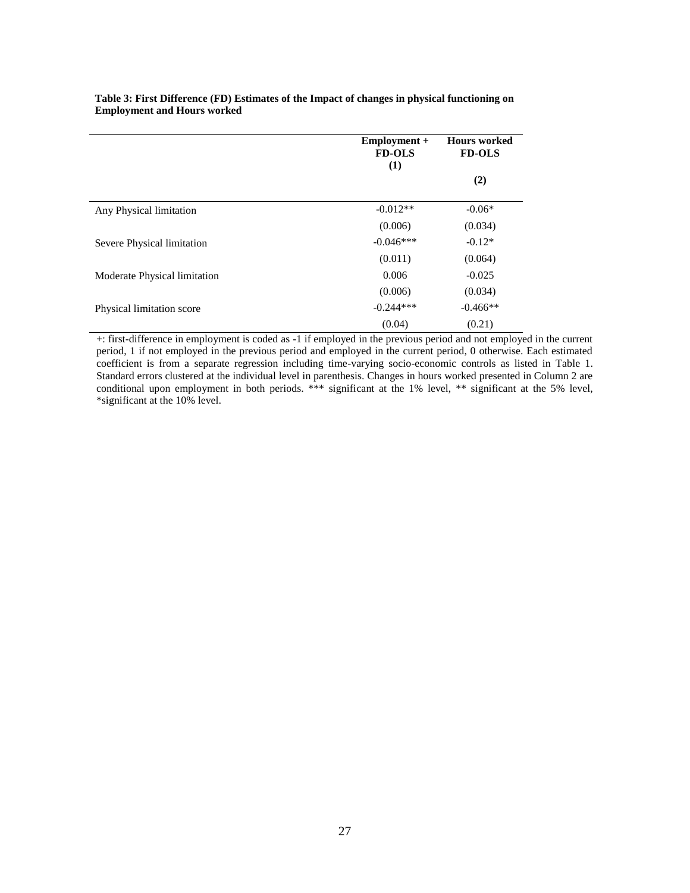**Table 3: First Difference (FD) Estimates of the Impact of changes in physical functioning on Employment and Hours worked**

| | Employment + FD-OLS (1) | Hours worked FD-OLS (2) |
|---|---|---|
| Any Physical limitation | -0.012** | -0.06* |
| | (0.006) | (0.034) |
| Severe Physical limitation | -0.046*** | -0.12* |
| | (0.011) | (0.064) |
| Moderate Physical limitation | 0.006 | -0.025 |
| | (0.006) | (0.034) |
| Physical limitation score | -0.244*** | -0.466** |
| | (0.04) | (0.21) |

+: first-difference in employment is coded as -1 if employed in the previous period and not employed in the current period, 1 if not employed in the previous period and employed in the current period, 0 otherwise. Each estimated coefficient is from a separate regression including time-varying socio-economic controls as listed in Table 1. Standard errors clustered at the individual level in parenthesis. Changes in hours worked presented in Column 2 are conditional upon employment in both periods. *** significant at the 1% level, ** significant at the 5% level, *significant at the 10% level.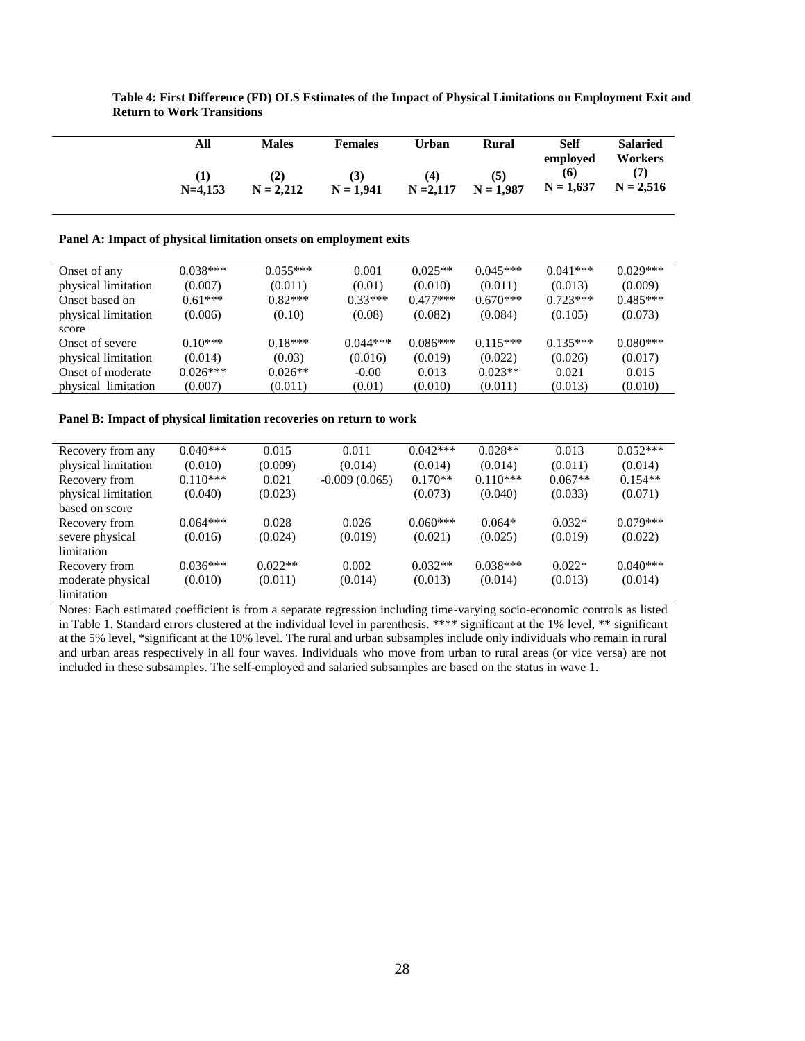**Table 4: First Difference (FD) OLS Estimates of the Impact of Physical Limitations on Employment Exit and Return to Work Transitions**

| | All | Males | Females | Urban | Rural | Self employed | Salaried Workers |
|---|---|---|---|---|---|---|---|
| | (1) N=4,153 | (2) N = 2,212 | (3) N = 1,941 | (4) N =2,117 | (5) N = 1,987 | (6) N = 1,637 | (7) N = 2,516 |
| **Panel A: Impact of physical limitation onsets on employment exits** | | | | | | | |
| Onset of any physical limitation | 0.038*** (0.007) | 0.055*** (0.011) | 0.001 (0.01) | 0.025** (0.010) | 0.045*** (0.011) | 0.041*** (0.013) | 0.029*** (0.009) |
| Onset based on physical limitation score | 0.61*** (0.006) | 0.82*** (0.10) | 0.33*** (0.08) | 0.477*** (0.082) | 0.670*** (0.084) | 0.723*** (0.105) | 0.485*** (0.073) |
| Onset of severe physical limitation | 0.10*** (0.014) | 0.18*** (0.03) | 0.044*** (0.016) | 0.086*** (0.019) | 0.115*** (0.022) | 0.135*** (0.026) | 0.080*** (0.017) |
| Onset of moderate physical limitation | 0.026*** (0.007) | 0.026** (0.011) | -0.00 (0.01) | 0.013 (0.010) | 0.023** (0.011) | 0.021 (0.013) | 0.015 (0.010) |
| **Panel B: Impact of physical limitation recoveries on return to work** | | | | | | | |
| Recovery from any physical limitation | 0.040*** (0.010) | 0.015 (0.009) | 0.011 (0.014) | 0.042*** (0.014) | 0.028** (0.014) | 0.013 (0.011) | 0.052*** (0.014) |
| Recovery from physical limitation based on score | 0.110*** (0.040) | 0.021 (0.023) | -0.009 (0.065) | 0.170** (0.073) | 0.110*** (0.040) | 0.067** (0.033) | 0.154** (0.071) |
| Recovery from severe physical limitation | 0.064*** (0.016) | 0.028 (0.024) | 0.026 (0.019) | 0.060*** (0.021) | 0.064* (0.025) | 0.032* (0.019) | 0.079*** (0.022) |
| Recovery from moderate physical limitation | 0.036*** (0.010) | 0.022** (0.011) | 0.002 (0.014) | 0.032** (0.013) | 0.038*** (0.014) | 0.022* (0.013) | 0.040*** (0.014) |

Notes: Each estimated coefficient is from a separate regression including time-varying socio-economic controls as listed in Table 1. Standard errors clustered at the individual level in parenthesis. **** significant at the 1% level, ** significant at the 5% level, *significant at the 10% level. The rural and urban subsamples include only individuals who remain in rural and urban areas respectively in all four waves. Individuals who move from urban to rural areas (or vice versa) are not included in these subsamples. The self-employed and salaried subsamples are based on the status in wave 1.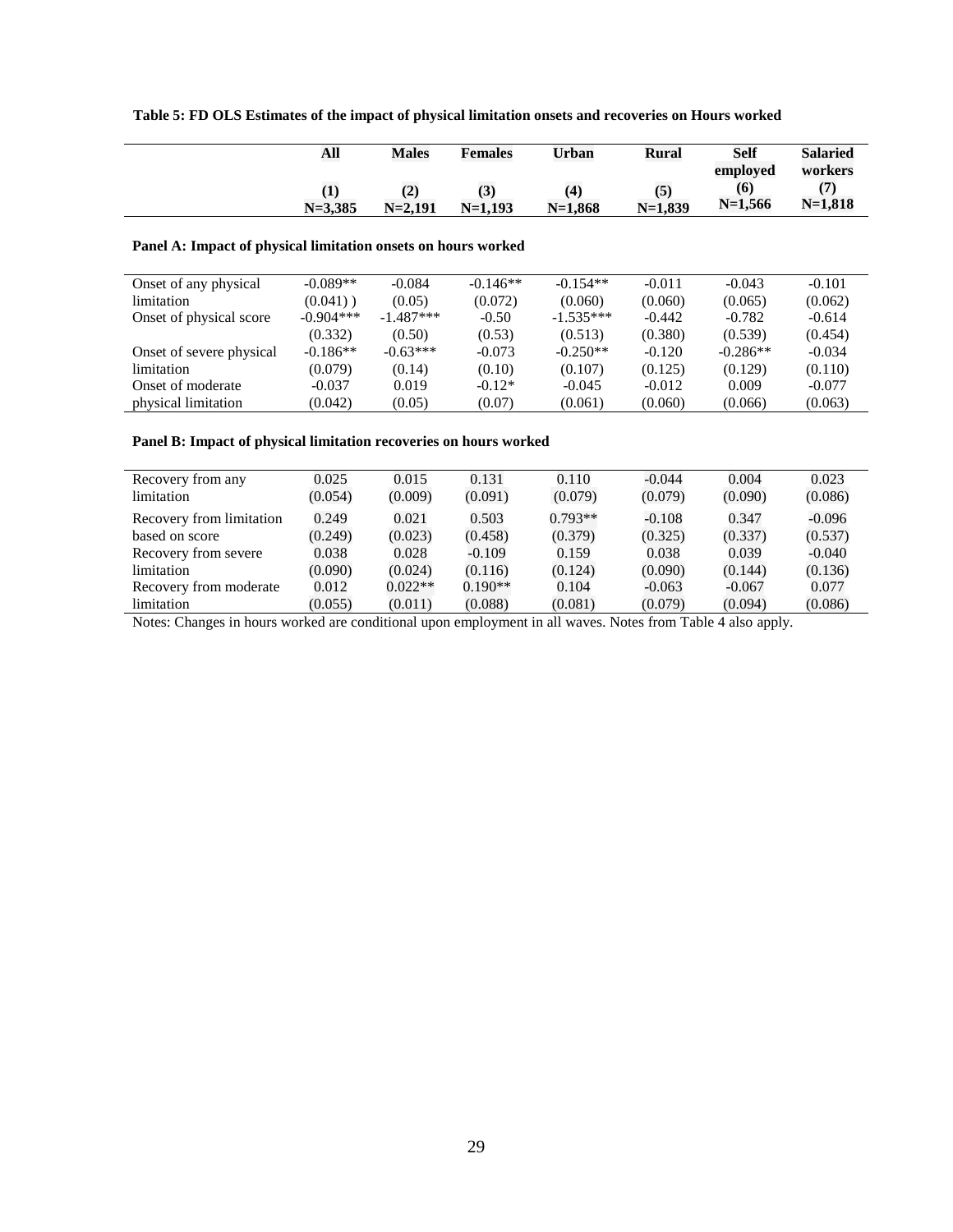**Table 5: FD OLS Estimates of the impact of physical limitation onsets and recoveries on Hours worked**

| | All | Males | Females | Urban | Rural | Self employed | Salaried workers |
|---|---|---|---|---|---|---|---|
| | (1) N=3,385 | (2) N=2,191 | (3) N=1,193 | (4) N=1,868 | (5) N=1,839 | (6) N=1,566 | (7) N=1,818 |
| **Panel A: Impact of physical limitation onsets on hours worked** | | | | | | | |
| Onset of any physical limitation | -0.089** | -0.084 | -0.146** | -0.154** | -0.011 | -0.043 | -0.101 |
| | (0.041) ) | (0.05) | (0.072) | (0.060) | (0.060) | (0.065) | (0.062) |
| Onset of physical score | -0.904*** | -1.487*** | -0.50 | -1.535*** | -0.442 | -0.782 | -0.614 |
| | (0.332) | (0.50) | (0.53) | (0.513) | (0.380) | (0.539) | (0.454) |
| Onset of severe physical limitation | -0.186** | -0.63*** | -0.073 | -0.250** | -0.120 | -0.286** | -0.034 |
| | (0.079) | (0.14) | (0.10) | (0.107) | (0.125) | (0.129) | (0.110) |
| Onset of moderate physical limitation | -0.037 | 0.019 | -0.12* | -0.045 | -0.012 | 0.009 | -0.077 |
| | (0.042) | (0.05) | (0.07) | (0.061) | (0.060) | (0.066) | (0.063) |
| **Panel B: Impact of physical limitation recoveries on hours worked** | | | | | | | |
| Recovery from any limitation | 0.025 | 0.015 | 0.131 | 0.110 | -0.044 | 0.004 | 0.023 |
| | (0.054) | (0.009) | (0.091) | (0.079) | (0.079) | (0.090) | (0.086) |
| Recovery from limitation based on score | 0.249 | 0.021 | 0.503 | 0.793** | -0.108 | 0.347 | -0.096 |
| | (0.249) | (0.023) | (0.458) | (0.379) | (0.325) | (0.337) | (0.537) |
| Recovery from severe limitation | 0.038 | 0.028 | -0.109 | 0.159 | 0.038 | 0.039 | -0.040 |
| | (0.090) | (0.024) | (0.116) | (0.124) | (0.090) | (0.144) | (0.136) |
| Recovery from moderate limitation | 0.012 | 0.022** | 0.190** | 0.104 | -0.063 | -0.067 | 0.077 |
| | (0.055) | (0.011) | (0.088) | (0.081) | (0.079) | (0.094) | (0.086) |

Notes: Changes in hours worked are conditional upon employment in all waves. Notes from Table 4 also apply.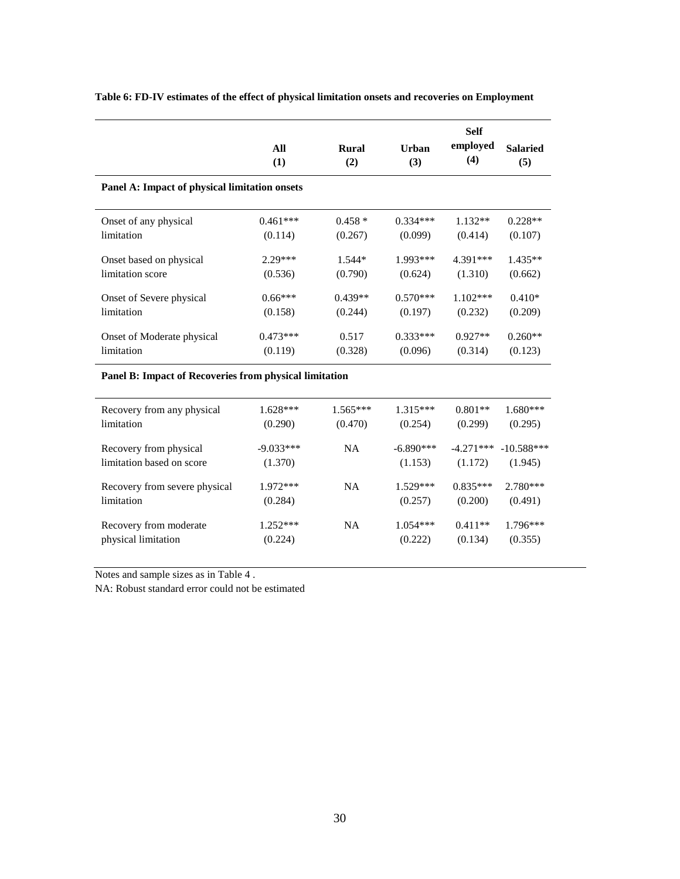**Table 6: FD-IV estimates of the effect of physical limitation onsets and recoveries on Employment**

| | All (1) | Rural (2) | Urban (3) | Self employed (4) | Salaried (5) |
|---|---|---|---|---|---|
| **Panel A: Impact of physical limitation onsets** | | | | | |
| Onset of any physical limitation | 0.461*** | 0.458 * | 0.334*** | 1.132** | 0.228** |
| | (0.114) | (0.267) | (0.099) | (0.414) | (0.107) |
| Onset based on physical limitation score | 2.29*** | 1.544* | 1.993*** | 4.391*** | 1.435** |
| | (0.536) | (0.790) | (0.624) | (1.310) | (0.662) |
| Onset of Severe physical limitation | 0.66*** | 0.439** | 0.570*** | 1.102*** | 0.410* |
| | (0.158) | (0.244) | (0.197) | (0.232) | (0.209) |
| Onset of Moderate physical limitation | 0.473*** | 0.517 | 0.333*** | 0.927** | 0.260** |
| | (0.119) | (0.328) | (0.096) | (0.314) | (0.123) |
| **Panel B: Impact of Recoveries from physical limitation** | | | | | |
| Recovery from any physical limitation | 1.628*** | 1.565*** | 1.315*** | 0.801** | 1.680*** |
| | (0.290) | (0.470) | (0.254) | (0.299) | (0.295) |
| Recovery from physical limitation based on score | -9.033*** | NA | -6.890*** | -4.271*** | -10.588*** |
| | (1.370) | | (1.153) | (1.172) | (1.945) |
| Recovery from severe physical limitation | 1.972*** | NA | 1.529*** | 0.835*** | 2.780*** |
| | (0.284) | | (0.257) | (0.200) | (0.491) |
| Recovery from moderate physical limitation | 1.252*** | NA | 1.054*** | 0.411** | 1.796*** |
| | (0.224) | | (0.222) | (0.134) | (0.355) |

Notes and sample sizes as in Table 4 .

NA: Robust standard error could not be estimated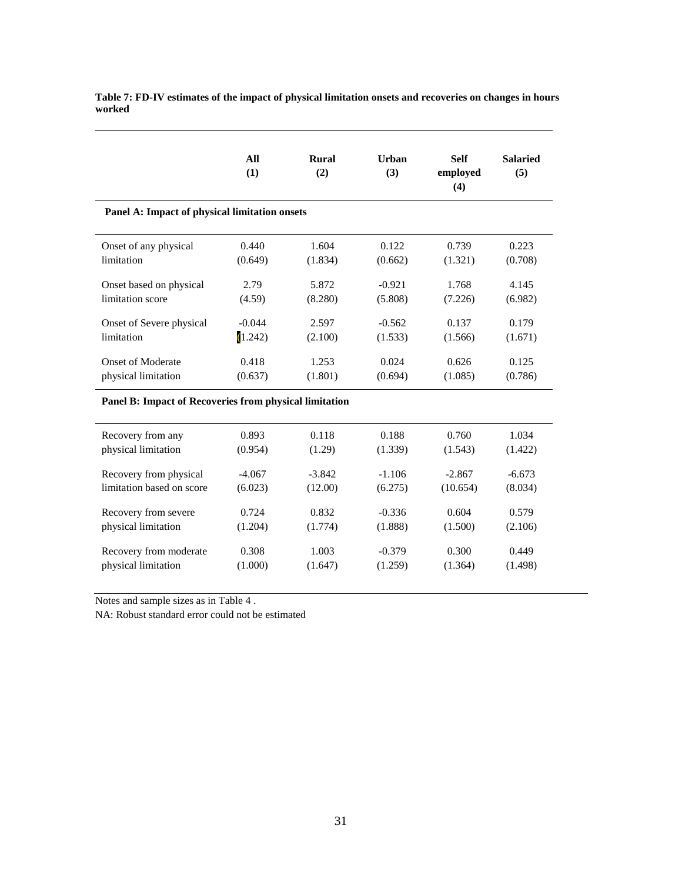**Table 7: FD-IV estimates of the impact of physical limitation onsets and recoveries on changes in hours worked**

| | All (1) | Rural (2) | Urban (3) | Self employed (4) | Salaried (5) |
|---|---|---|---|---|---|
| **Panel A: Impact of physical limitation onsets** | | | | | |
| Onset of any physical limitation | 0.440 | 1.604 | 0.122 | 0.739 | 0.223 |
| | (0.649) | (1.834) | (0.662) | (1.321) | (0.708) |
| Onset based on physical limitation score | 2.79 | 5.872 | -0.921 | 1.768 | 4.145 |
| | (4.59) | (8.280) | (5.808) | (7.226) | (6.982) |
| Onset of Severe physical limitation | -0.044 | 2.597 | -0.562 | 0.137 | 0.179 |
| | (1.242) | (2.100) | (1.533) | (1.566) | (1.671) |
| Onset of Moderate physical limitation | 0.418 | 1.253 | 0.024 | 0.626 | 0.125 |
| | (0.637) | (1.801) | (0.694) | (1.085) | (0.786) |
| **Panel B: Impact of Recoveries from physical limitation** | | | | | |
| Recovery from any physical limitation | 0.893 | 0.118 | 0.188 | 0.760 | 1.034 |
| | (0.954) | (1.29) | (1.339) | (1.543) | (1.422) |
| Recovery from physical limitation based on score | -4.067 | -3.842 | -1.106 | -2.867 | -6.673 |
| | (6.023) | (12.00) | (6.275) | (10.654) | (8.034) |
| Recovery from severe physical limitation | 0.724 | 0.832 | -0.336 | 0.604 | 0.579 |
| | (1.204) | (1.774) | (1.888) | (1.500) | (2.106) |
| Recovery from moderate physical limitation | 0.308 | 1.003 | -0.379 | 0.300 | 0.449 |
| | (1.000) | (1.647) | (1.259) | (1.364) | (1.498) |

Notes and sample sizes as in Table 4 .

NA: Robust standard error could not be estimated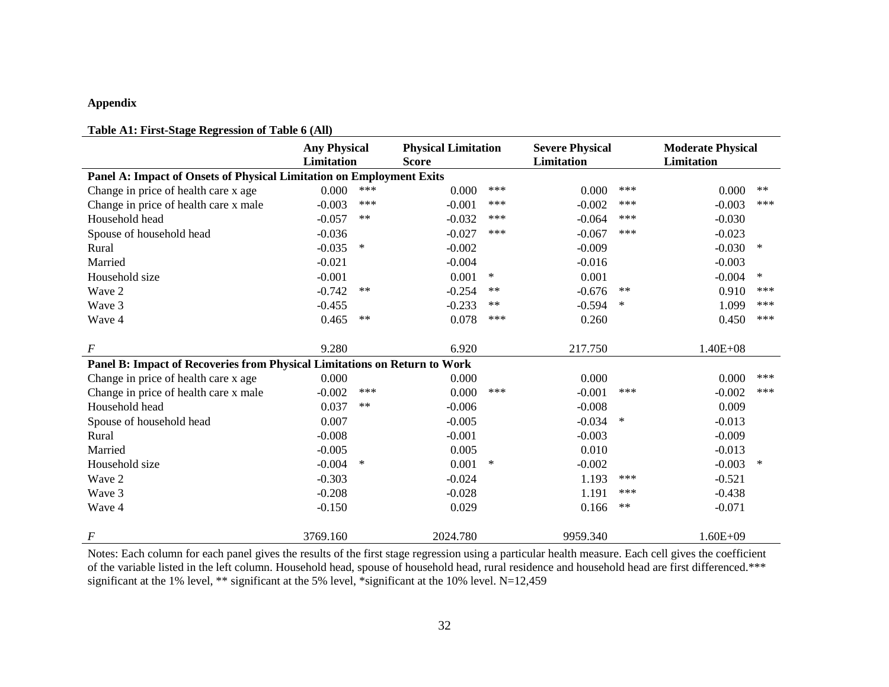**Appendix**

**Table A1: First-Stage Regression of Table 6 (All)**

| | **Any Physical Limitation** | | **Physical Limitation Score** | | **Severe Physical Limitation** | | **Moderate Physical Limitation** | |
|---|---|---|---|---|---|---|---|---|
| **Panel A: Impact of Onsets of Physical Limitation on Employment Exits** | | | | | | | | |
| Change in price of health care x age | 0.000 | *** | 0.000 | *** | 0.000 | *** | 0.000 | ** |
| Change in price of health care x male | -0.003 | *** | -0.001 | *** | -0.002 | *** | -0.003 | *** |
| Household head | -0.057 | ** | -0.032 | *** | -0.064 | *** | -0.030 | |
| Spouse of household head | -0.036 | | -0.027 | *** | -0.067 | *** | -0.023 | |
| Rural | -0.035 | * | -0.002 | | -0.009 | | -0.030 | * |
| Married | -0.021 | | -0.004 | | -0.016 | | -0.003 | |
| Household size | -0.001 | | 0.001 | * | 0.001 | | -0.004 | * |
| Wave 2 | -0.742 | ** | -0.254 | ** | -0.676 | ** | 0.910 | *** |
| Wave 3 | -0.455 | | -0.233 | ** | -0.594 | * | 1.099 | *** |
| Wave 4 | 0.465 | ** | 0.078 | *** | 0.260 | | 0.450 | *** |
| *F* | 9.280 | | 6.920 | | 217.750 | | 1.40E+08 | |
| **Panel B: Impact of Recoveries from Physical Limitations on Return to Work** | | | | | | | | |
| Change in price of health care x age | 0.000 | | 0.000 | | 0.000 | | 0.000 | *** |
| Change in price of health care x male | -0.002 | *** | 0.000 | *** | -0.001 | *** | -0.002 | *** |
| Household head | 0.037 | ** | -0.006 | | -0.008 | | 0.009 | |
| Spouse of household head | 0.007 | | -0.005 | | -0.034 | * | -0.013 | |
| Rural | -0.008 | | -0.001 | | -0.003 | | -0.009 | |
| Married | -0.005 | | 0.005 | | 0.010 | | -0.013 | |
| Household size | -0.004 | * | 0.001 | * | -0.002 | | -0.003 | * |
| Wave 2 | -0.303 | | -0.024 | | 1.193 | *** | -0.521 | |
| Wave 3 | -0.208 | | -0.028 | | 1.191 | *** | -0.438 | |
| Wave 4 | -0.150 | | 0.029 | | 0.166 | ** | -0.071 | |
| *F* | 3769.160 | | 2024.780 | | 9959.340 | | 1.60E+09 | |

Notes: Each column for each panel gives the results of the first stage regression using a particular health measure. Each cell gives the coefficient of the variable listed in the left column. Household head, spouse of household head, rural residence and household head are first differenced.*** significant at the 1% level, ** significant at the 5% level, *significant at the 10% level. N=12,459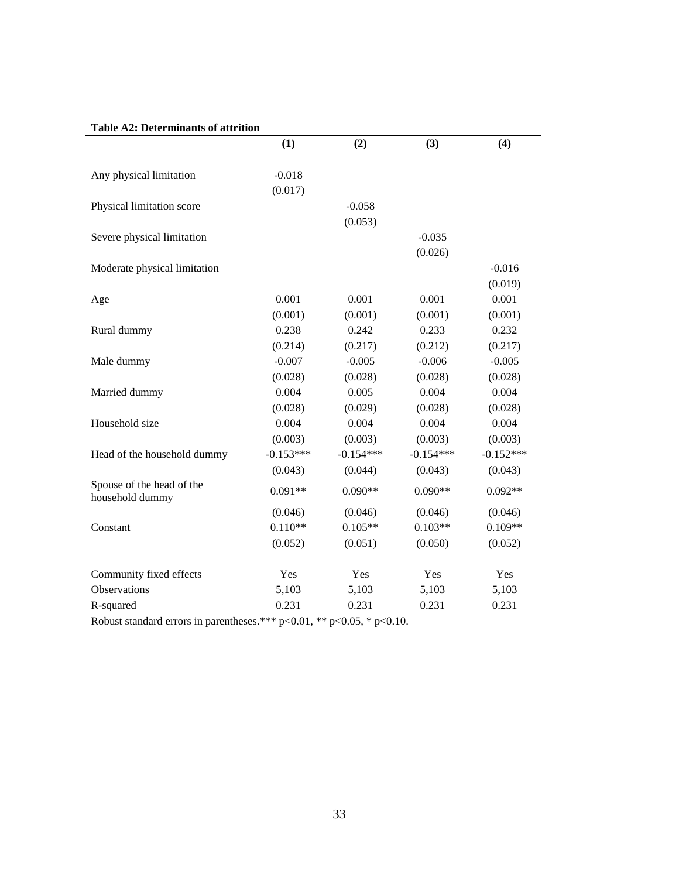**Table A2: Determinants of attrition**

| | (1) | (2) | (3) | (4) |
|---|---|---|---|---|
| Any physical limitation | -0.018 | | | |
| | (0.017) | | | |
| Physical limitation score | | -0.058 | | |
| | | (0.053) | | |
| Severe physical limitation | | | -0.035 | |
| | | | (0.026) | |
| Moderate physical limitation | | | | -0.016 |
| | | | | (0.019) |
| Age | 0.001 | 0.001 | 0.001 | 0.001 |
| | (0.001) | (0.001) | (0.001) | (0.001) |
| Rural dummy | 0.238 | 0.242 | 0.233 | 0.232 |
| | (0.214) | (0.217) | (0.212) | (0.217) |
| Male dummy | -0.007 | -0.005 | -0.006 | -0.005 |
| | (0.028) | (0.028) | (0.028) | (0.028) |
| Married dummy | 0.004 | 0.005 | 0.004 | 0.004 |
| | (0.028) | (0.029) | (0.028) | (0.028) |
| Household size | 0.004 | 0.004 | 0.004 | 0.004 |
| | (0.003) | (0.003) | (0.003) | (0.003) |
| Head of the household dummy | -0.153*** | -0.154*** | -0.154*** | -0.152*** |
| | (0.043) | (0.044) | (0.043) | (0.043) |
| Spouse of the head of the household dummy | 0.091** | 0.090** | 0.090** | 0.092** |
| | (0.046) | (0.046) | (0.046) | (0.046) |
| Constant | 0.110** | 0.105** | 0.103** | 0.109** |
| | (0.052) | (0.051) | (0.050) | (0.052) |
| Community fixed effects | Yes | Yes | Yes | Yes |
| Observations | 5,103 | 5,103 | 5,103 | 5,103 |
| R-squared | 0.231 | 0.231 | 0.231 | 0.231 |

Robust standard errors in parentheses.*** $p<0.01$, ** $p<0.05$, * $p<0.10$.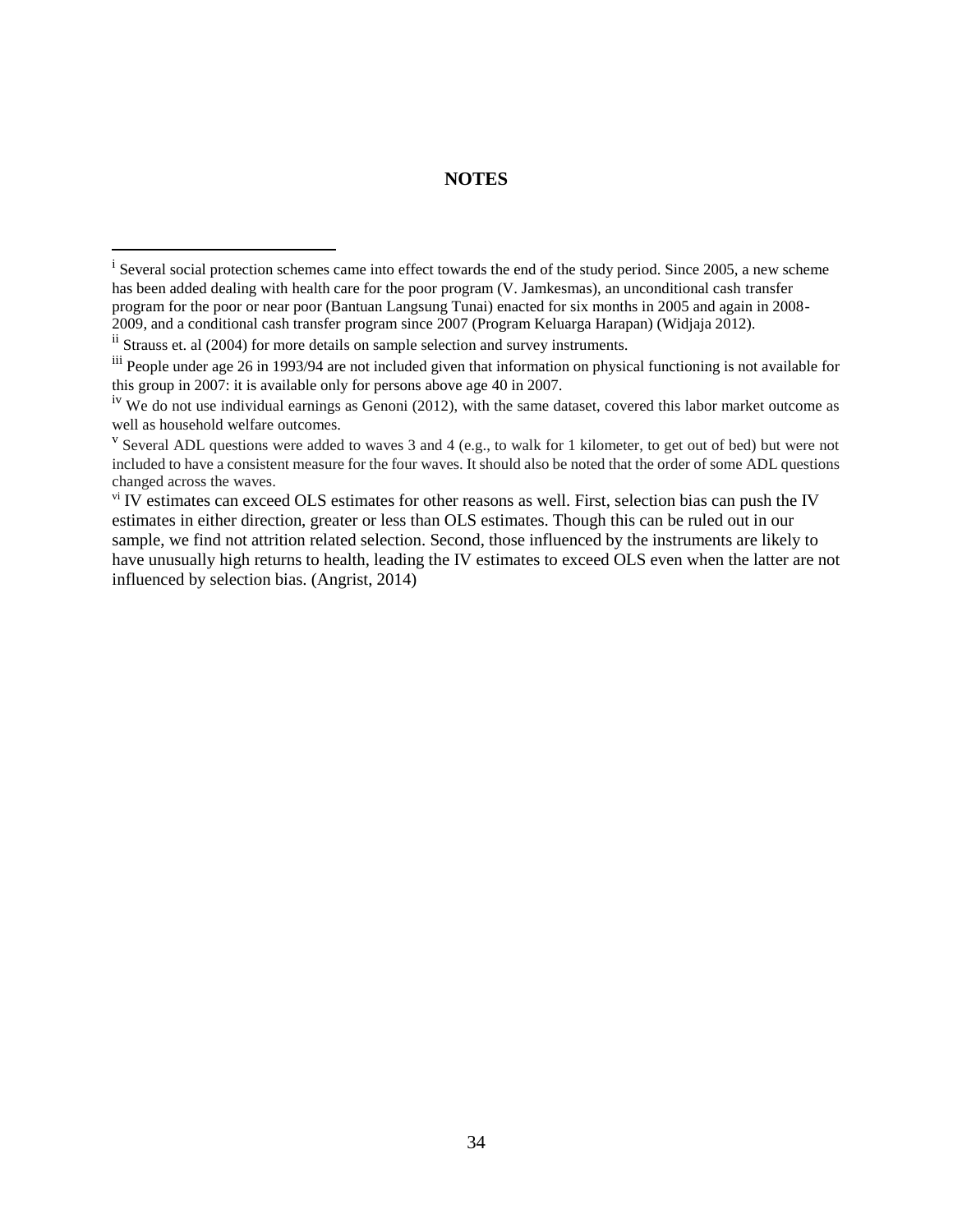# NOTES

[i] Several social protection schemes came into effect towards the end of the study period. Since 2005, a new scheme has been added dealing with health care for the poor program (V. Jamkesmas), an unconditional cash transfer program for the poor or near poor (Bantuan Langsung Tunai) enacted for six months in 2005 and again in 2008-2009, and a conditional cash transfer program since 2007 (Program Keluarga Harapan) (Widjaja 2012).

[ii] Strauss et. al (2004) for more details on sample selection and survey instruments.

[iii] People under age 26 in 1993/94 are not included given that information on physical functioning is not available for this group in 2007: it is available only for persons above age 40 in 2007.

[iv] We do not use individual earnings as Genoni (2012), with the same dataset, covered this labor market outcome as well as household welfare outcomes.

[v] Several ADL questions were added to waves 3 and 4 (e.g., to walk for 1 kilometer, to get out of bed) but were not included to have a consistent measure for the four waves. It should also be noted that the order of some ADL questions changed across the waves.

[vi] IV estimates can exceed OLS estimates for other reasons as well. First, selection bias can push the IV estimates in either direction, greater or less than OLS estimates. Though this can be ruled out in our sample, we find not attrition related selection. Second, those influenced by the instruments are likely to have unusually high returns to health, leading the IV estimates to exceed OLS even when the latter are not influenced by selection bias. (Angrist, 2014)